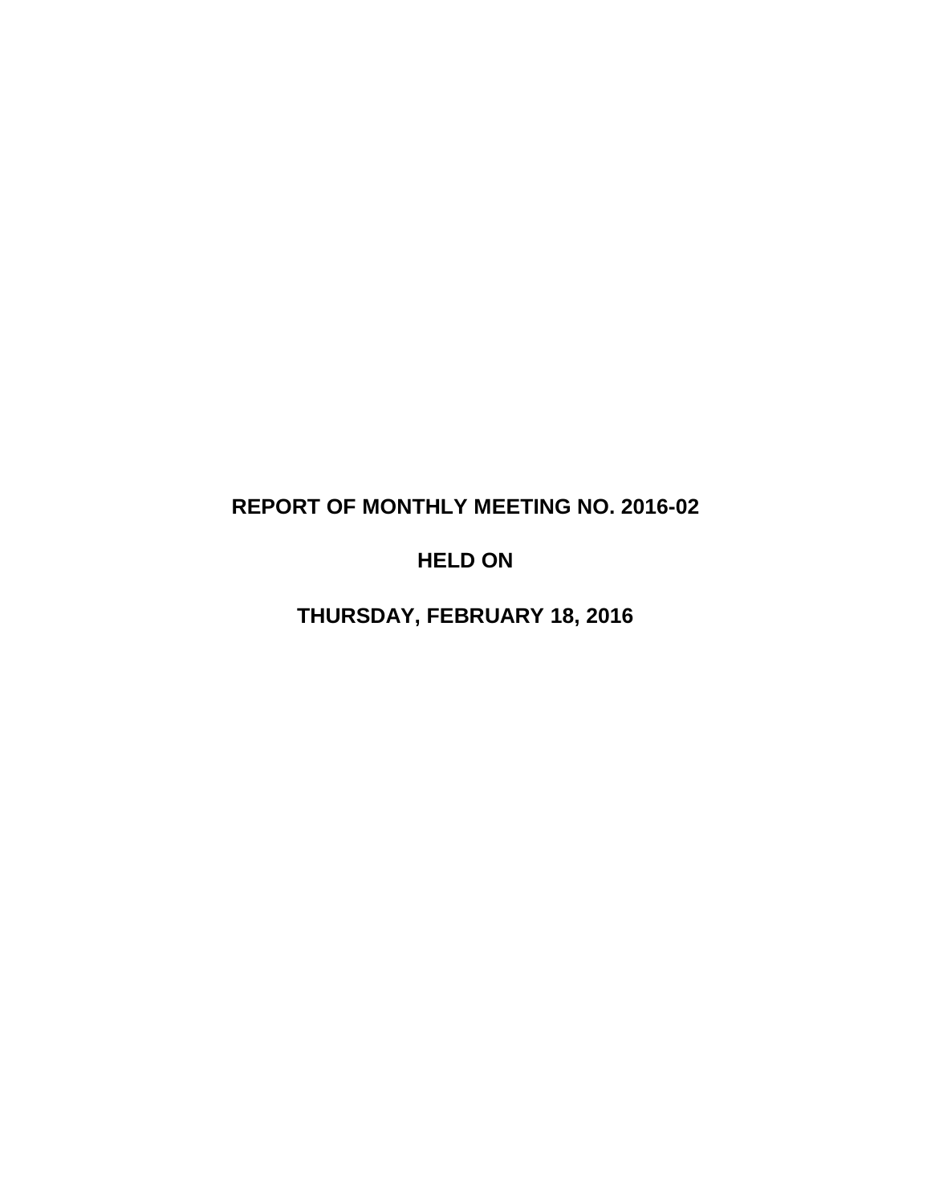# REPORT OF MONTHLY MEETING NO. 2016-02

# HELD ON

# THURSDAY, FEBRUARY 18, 2016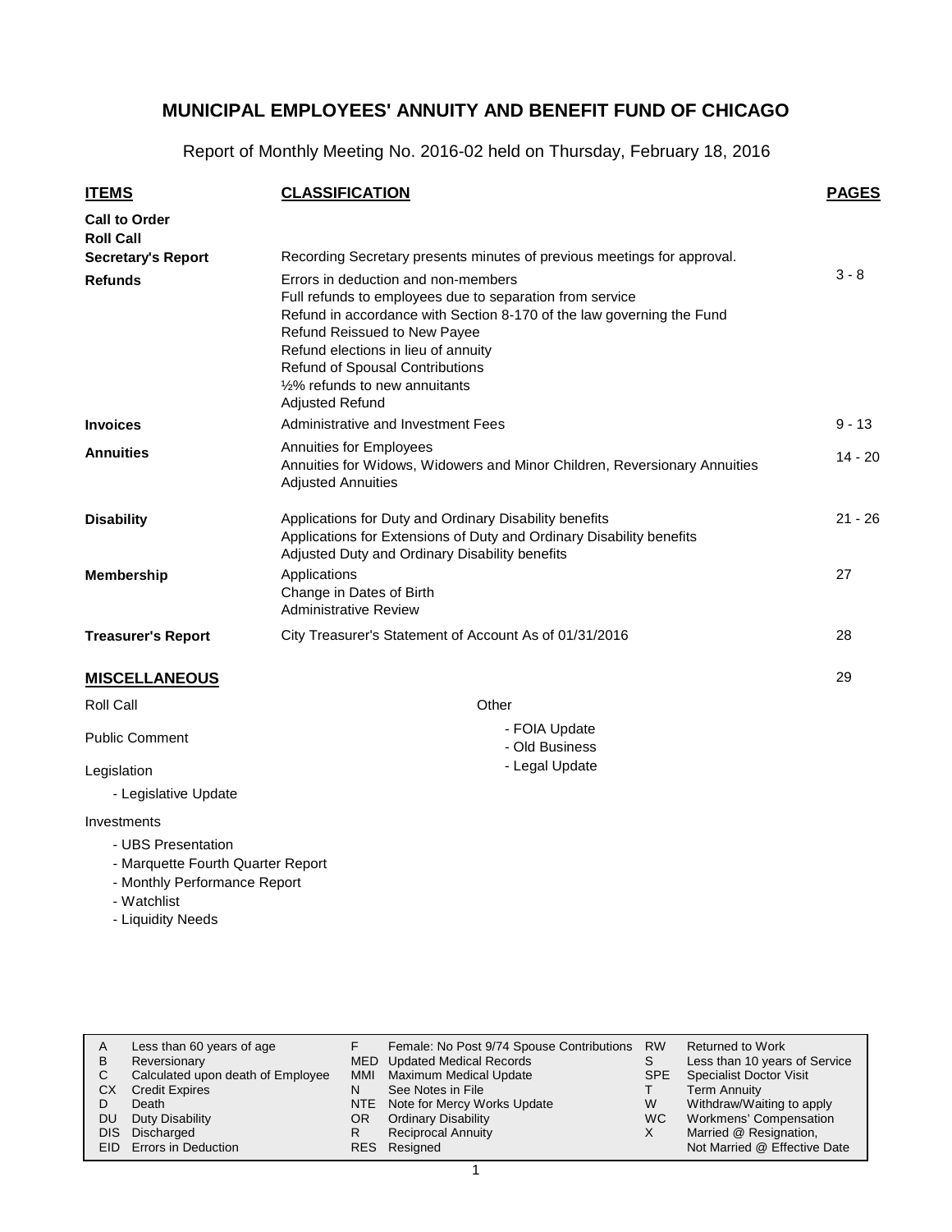# MUNICIPAL EMPLOYEES' ANNUITY AND BENEFIT FUND OF CHICAGO

Report of Monthly Meeting No. 2016-02 held on Thursday, February 18, 2016

| ITEMS | CLASSIFICATION | PAGES |
|---|---|---|
| **Call to Order** | | |
| **Roll Call** | | |
| **Secretary's Report** | Recording Secretary presents minutes of previous meetings for approval. | |
| **Refunds** | Errors in deduction and non-members<br>Full refunds to employees due to separation from service<br>Refund in accordance with Section 8-170 of the law governing the Fund<br>Refund Reissued to New Payee<br>Refund elections in lieu of annuity<br>Refund of Spousal Contributions<br>½% refunds to new annuitants<br>Adjusted Refund | 3 - 8 |
| **Invoices** | Administrative and Investment Fees | 9 - 13 |
| **Annuities** | Annuities for Employees<br>Annuities for Widows, Widowers and Minor Children, Reversionary Annuities<br>Adjusted Annuities | 14 - 20 |
| **Disability** | Applications for Duty and Ordinary Disability benefits<br>Applications for Extensions of Duty and Ordinary Disability benefits<br>Adjusted Duty and Ordinary Disability benefits | 21 - 26 |
| **Membership** | Applications<br>Change in Dates of Birth<br>Administrative Review | 27 |
| **Treasurer's Report** | City Treasurer's Statement of Account As of 01/31/2016 | 28 |

## MISCELLANEOUS

29

Roll Call

Public Comment

Legislation

- Legislative Update

Investments

- UBS Presentation
- Marquette Fourth Quarter Report
- Monthly Performance Report
- Watchlist
- Liquidity Needs

Other

- FOIA Update
- Old Business
- Legal Update

| | | | | | |
|---|---|---|---|---|---|
| A | Less than 60 years of age | F | Female: No Post 9/74 Spouse Contributions | RW | Returned to Work |
| B | Reversionary | MED | Updated Medical Records | S | Less than 10 years of Service |
| C | Calculated upon death of Employee | MMI | Maximum Medical Update | SPE | Specialist Doctor Visit |
| CX | Credit Expires | N | See Notes in File | T | Term Annuity |
| D | Death | NTE | Note for Mercy Works Update | W | Withdraw/Waiting to apply |
| DU | Duty Disability | OR | Ordinary Disability | WC | Workmens' Compensation |
| DIS | Discharged | R | Reciprocal Annuity | X | Married @ Resignation, Not Married @ Effective Date |
| EID | Errors in Deduction | RES | Resigned | | |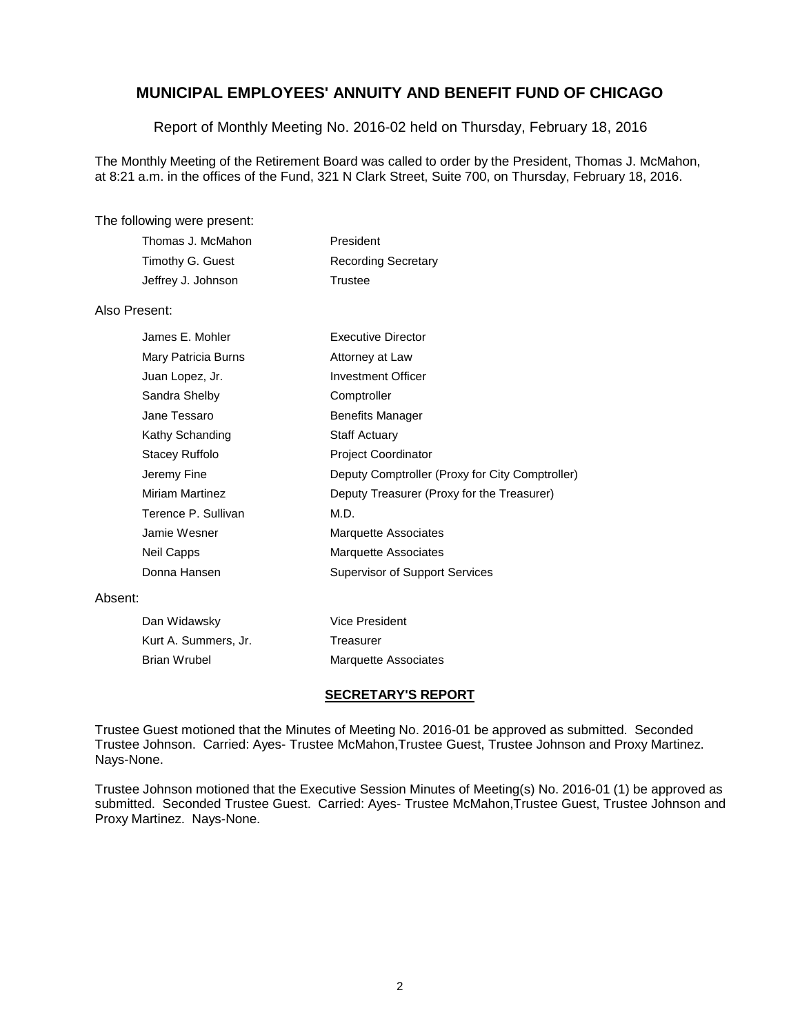# MUNICIPAL EMPLOYEES' ANNUITY AND BENEFIT FUND OF CHICAGO

Report of Monthly Meeting No. 2016-02 held on Thursday, February 18, 2016

The Monthly Meeting of the Retirement Board was called to order by the President, Thomas J. McMahon, at 8:21 a.m. in the offices of the Fund, 321 N Clark Street, Suite 700, on Thursday, February 18, 2016.

The following were present:

| | |
|---|---|
| Thomas J. McMahon | President |
| Timothy G. Guest | Recording Secretary |
| Jeffrey J. Johnson | Trustee |

Also Present:

| | |
|---|---|
| James E. Mohler | Executive Director |
| Mary Patricia Burns | Attorney at Law |
| Juan Lopez, Jr. | Investment Officer |
| Sandra Shelby | Comptroller |
| Jane Tessaro | Benefits Manager |
| Kathy Schanding | Staff Actuary |
| Stacey Ruffolo | Project Coordinator |
| Jeremy Fine | Deputy Comptroller (Proxy for City Comptroller) |
| Miriam Martinez | Deputy Treasurer (Proxy for the Treasurer) |
| Terence P. Sullivan | M.D. |
| Jamie Wesner | Marquette Associates |
| Neil Capps | Marquette Associates |
| Donna Hansen | Supervisor of Support Services |

Absent:

| | |
|---|---|
| Dan Widawsky | Vice President |
| Kurt A. Summers, Jr. | Treasurer |
| Brian Wrubel | Marquette Associates |

## SECRETARY'S REPORT

Trustee Guest motioned that the Minutes of Meeting No. 2016-01 be approved as submitted. Seconded Trustee Johnson. Carried: Ayes- Trustee McMahon,Trustee Guest, Trustee Johnson and Proxy Martinez. Nays-None.

Trustee Johnson motioned that the Executive Session Minutes of Meeting(s) No. 2016-01 (1) be approved as submitted. Seconded Trustee Guest. Carried: Ayes- Trustee McMahon,Trustee Guest, Trustee Johnson and Proxy Martinez. Nays-None.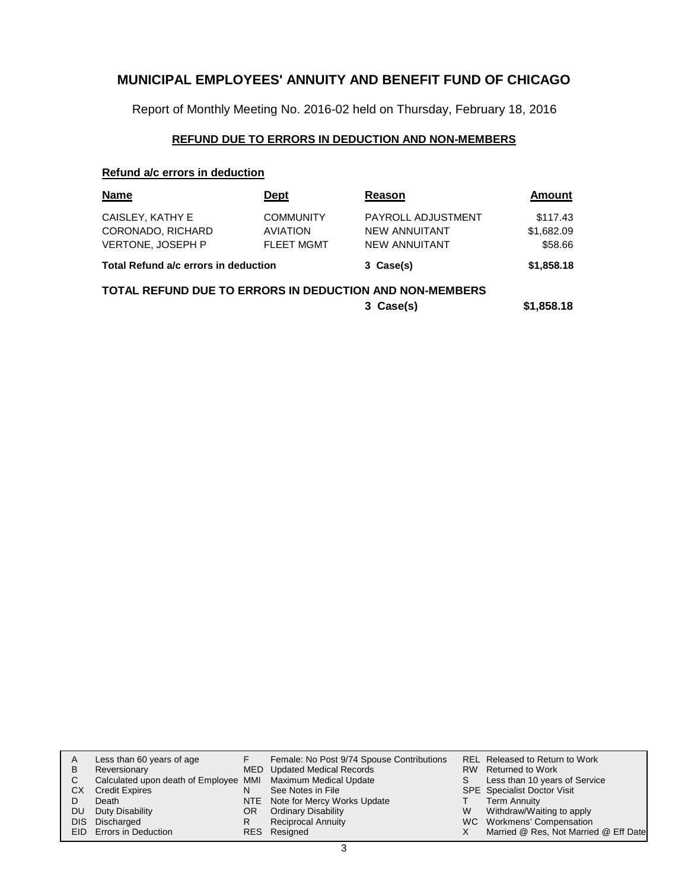# MUNICIPAL EMPLOYEES' ANNUITY AND BENEFIT FUND OF CHICAGO

Report of Monthly Meeting No. 2016-02 held on Thursday, February 18, 2016

## REFUND DUE TO ERRORS IN DEDUCTION AND NON-MEMBERS

### Refund a/c errors in deduction

| Name | Dept | Reason | Amount |
|---|---|---|---|
| CAISLEY, KATHY E | COMMUNITY | PAYROLL ADJUSTMENT | $117.43 |
| CORONADO, RICHARD | AVIATION | NEW ANNUITANT | $1,682.09 |
| VERTONE, JOSEPH P | FLEET MGMT | NEW ANNUITANT | $58.66 |
| **Total Refund a/c errors in deduction** | | **3 Case(s)** | **$1,858.18** |

**TOTAL REFUND DUE TO ERRORS IN DEDUCTION AND NON-MEMBERS**

| | | | |
|---|---|---|---|
| | | **3 Case(s)** | **$1,858.18** |

| | | | | | |
|---|---|---|---|---|---|
| A | Less than 60 years of age | F | Female: No Post 9/74 Spouse Contributions | REL | Released to Return to Work |
| B | Reversionary | MED | Updated Medical Records | RW | Returned to Work |
| C | Calculated upon death of Employee | MMI | Maximum Medical Update | S | Less than 10 years of Service |
| CX | Credit Expires | N | See Notes in File | SPE | Specialist Doctor Visit |
| D | Death | NTE | Note for Mercy Works Update | T | Term Annuity |
| DU | Duty Disability | OR | Ordinary Disability | W | Withdraw/Waiting to apply |
| DIS | Discharged | R | Reciprocal Annuity | WC | Workmens' Compensation |
| EID | Errors in Deduction | RES | Resigned | X | Married @ Res, Not Married @ Eff Date |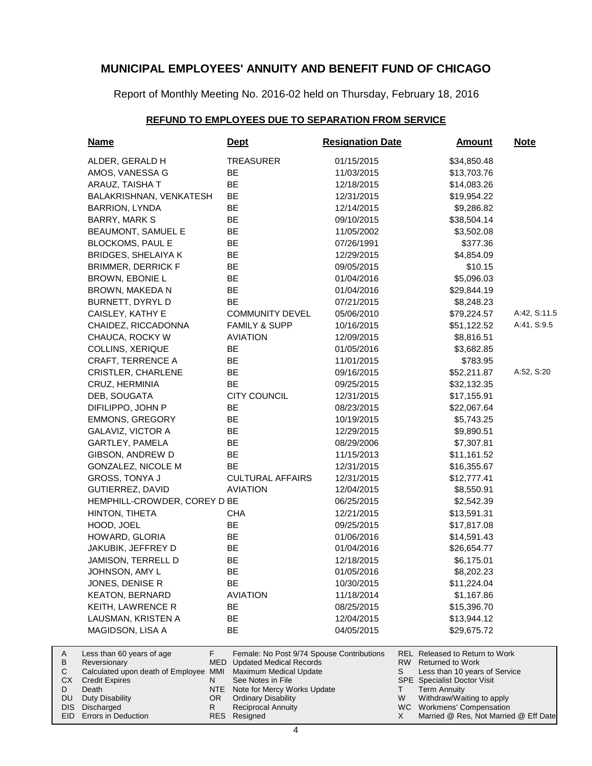# MUNICIPAL EMPLOYEES' ANNUITY AND BENEFIT FUND OF CHICAGO

Report of Monthly Meeting No. 2016-02 held on Thursday, February 18, 2016

## REFUND TO EMPLOYEES DUE TO SEPARATION FROM SERVICE

| Name | Dept | Resignation Date | Amount | Note |
|---|---|---|---|---|
| ALDER, GERALD H | TREASURER | 01/15/2015 | $34,850.48 | |
| AMOS, VANESSA G | BE | 11/03/2015 | $13,703.76 | |
| ARAUZ, TAISHA T | BE | 12/18/2015 | $14,083.26 | |
| BALAKRISHNAN, VENKATESH | BE | 12/31/2015 | $19,954.22 | |
| BARRION, LYNDA | BE | 12/14/2015 | $9,286.82 | |
| BARRY, MARK S | BE | 09/10/2015 | $38,504.14 | |
| BEAUMONT, SAMUEL E | BE | 11/05/2002 | $3,502.08 | |
| BLOCKOMS, PAUL E | BE | 07/26/1991 | $377.36 | |
| BRIDGES, SHELAIYA K | BE | 12/29/2015 | $4,854.09 | |
| BRIMMER, DERRICK F | BE | 09/05/2015 | $10.15 | |
| BROWN, EBONIE L | BE | 01/04/2016 | $5,096.03 | |
| BROWN, MAKEDA N | BE | 01/04/2016 | $29,844.19 | |
| BURNETT, DYRYL D | BE | 07/21/2015 | $8,248.23 | |
| CAISLEY, KATHY E | COMMUNITY DEVEL | 05/06/2010 | $79,224.57 | A:42, S:11.5 |
| CHAIDEZ, RICCADONNA | FAMILY & SUPP | 10/16/2015 | $51,122.52 | A:41, S:9.5 |
| CHAUCA, ROCKY W | AVIATION | 12/09/2015 | $8,816.51 | |
| COLLINS, XERIQUE | BE | 01/05/2016 | $3,682.85 | |
| CRAFT, TERRENCE A | BE | 11/01/2015 | $783.95 | |
| CRISTLER, CHARLENE | BE | 09/16/2015 | $52,211.87 | A:52, S:20 |
| CRUZ, HERMINIA | BE | 09/25/2015 | $32,132.35 | |
| DEB, SOUGATA | CITY COUNCIL | 12/31/2015 | $17,155.91 | |
| DIFILIPPO, JOHN P | BE | 08/23/2015 | $22,067.64 | |
| EMMONS, GREGORY | BE | 10/19/2015 | $5,743.25 | |
| GALAVIZ, VICTOR A | BE | 12/29/2015 | $9,890.51 | |
| GARTLEY, PAMELA | BE | 08/29/2006 | $7,307.81 | |
| GIBSON, ANDREW D | BE | 11/15/2013 | $11,161.52 | |
| GONZALEZ, NICOLE M | BE | 12/31/2015 | $16,355.67 | |
| GROSS, TONYA J | CULTURAL AFFAIRS | 12/31/2015 | $12,777.41 | |
| GUTIERREZ, DAVID | AVIATION | 12/04/2015 | $8,550.91 | |
| HEMPHILL-CROWDER, COREY D | BE | 06/25/2015 | $2,542.39 | |
| HINTON, TIHETA | CHA | 12/21/2015 | $13,591.31 | |
| HOOD, JOEL | BE | 09/25/2015 | $17,817.08 | |
| HOWARD, GLORIA | BE | 01/06/2016 | $14,591.43 | |
| JAKUBIK, JEFFREY D | BE | 01/04/2016 | $26,654.77 | |
| JAMISON, TERRELL D | BE | 12/18/2015 | $6,175.01 | |
| JOHNSON, AMY L | BE | 01/05/2016 | $8,202.23 | |
| JONES, DENISE R | BE | 10/30/2015 | $11,224.04 | |
| KEATON, BERNARD | AVIATION | 11/18/2014 | $1,167.86 | |
| KEITH, LAWRENCE R | BE | 08/25/2015 | $15,396.70 | |
| LAUSMAN, KRISTEN A | BE | 12/04/2015 | $13,944.12 | |
| MAGIDSON, LISA A | BE | 04/05/2015 | $29,675.72 | |

| | | | | | |
|---|---|---|---|---|---|
| A | Less than 60 years of age | F | Female: No Post 9/74 Spouse Contributions | REL | Released to Return to Work |
| B | Reversionary | MED | Updated Medical Records | RW | Returned to Work |
| C | Calculated upon death of Employee | MMI | Maximum Medical Update | S | Less than 10 years of Service |
| CX | Credit Expires | N | See Notes in File | SPE | Specialist Doctor Visit |
| D | Death | NTE | Note for Mercy Works Update | T | Term Annuity |
| DU | Duty Disability | OR | Ordinary Disability | W | Withdraw/Waiting to apply |
| DIS | Discharged | R | Reciprocal Annuity | WC | Workmens' Compensation |
| EID | Errors in Deduction | RES | Resigned | X | Married @ Res, Not Married @ Eff Date |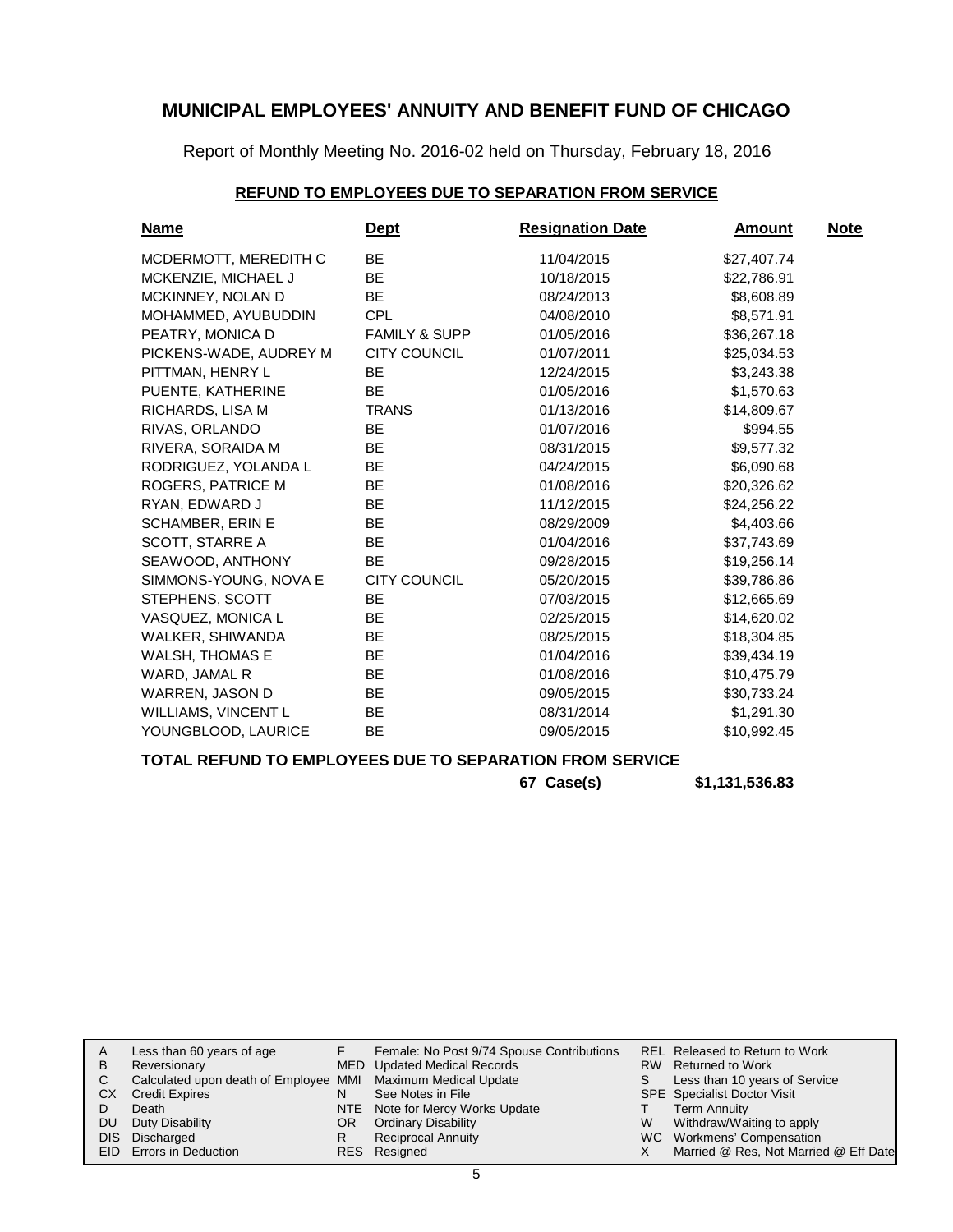# MUNICIPAL EMPLOYEES' ANNUITY AND BENEFIT FUND OF CHICAGO

Report of Monthly Meeting No. 2016-02 held on Thursday, February 18, 2016

## REFUND TO EMPLOYEES DUE TO SEPARATION FROM SERVICE

| Name | Dept | Resignation Date | Amount | Note |
|---|---|---|---|---|
| MCDERMOTT, MEREDITH C | BE | 11/04/2015 | $27,407.74 | |
| MCKENZIE, MICHAEL J | BE | 10/18/2015 | $22,786.91 | |
| MCKINNEY, NOLAN D | BE | 08/24/2013 | $8,608.89 | |
| MOHAMMED, AYUBUDDIN | CPL | 04/08/2010 | $8,571.91 | |
| PEATRY, MONICA D | FAMILY & SUPP | 01/05/2016 | $36,267.18 | |
| PICKENS-WADE, AUDREY M | CITY COUNCIL | 01/07/2011 | $25,034.53 | |
| PITTMAN, HENRY L | BE | 12/24/2015 | $3,243.38 | |
| PUENTE, KATHERINE | BE | 01/05/2016 | $1,570.63 | |
| RICHARDS, LISA M | TRANS | 01/13/2016 | $14,809.67 | |
| RIVAS, ORLANDO | BE | 01/07/2016 | $994.55 | |
| RIVERA, SORAIDA M | BE | 08/31/2015 | $9,577.32 | |
| RODRIGUEZ, YOLANDA L | BE | 04/24/2015 | $6,090.68 | |
| ROGERS, PATRICE M | BE | 01/08/2016 | $20,326.62 | |
| RYAN, EDWARD J | BE | 11/12/2015 | $24,256.22 | |
| SCHAMBER, ERIN E | BE | 08/29/2009 | $4,403.66 | |
| SCOTT, STARRE A | BE | 01/04/2016 | $37,743.69 | |
| SEAWOOD, ANTHONY | BE | 09/28/2015 | $19,256.14 | |
| SIMMONS-YOUNG, NOVA E | CITY COUNCIL | 05/20/2015 | $39,786.86 | |
| STEPHENS, SCOTT | BE | 07/03/2015 | $12,665.69 | |
| VASQUEZ, MONICA L | BE | 02/25/2015 | $14,620.02 | |
| WALKER, SHIWANDA | BE | 08/25/2015 | $18,304.85 | |
| WALSH, THOMAS E | BE | 01/04/2016 | $39,434.19 | |
| WARD, JAMAL R | BE | 01/08/2016 | $10,475.79 | |
| WARREN, JASON D | BE | 09/05/2015 | $30,733.24 | |
| WILLIAMS, VINCENT L | BE | 08/31/2014 | $1,291.30 | |
| YOUNGBLOOD, LAURICE | BE | 09/05/2015 | $10,992.45 | |

**TOTAL REFUND TO EMPLOYEES DUE TO SEPARATION FROM SERVICE**

**67 Case(s) $1,131,536.83**

| | | | | | |
|---|---|---|---|---|---|
| A | Less than 60 years of age | F | Female: No Post 9/74 Spouse Contributions | REL | Released to Return to Work |
| B | Reversionary | MED | Updated Medical Records | RW | Returned to Work |
| C | Calculated upon death of Employee | MMI | Maximum Medical Update | S | Less than 10 years of Service |
| CX | Credit Expires | N | See Notes in File | SPE | Specialist Doctor Visit |
| D | Death | NTE | Note for Mercy Works Update | T | Term Annuity |
| DU | Duty Disability | OR | Ordinary Disability | W | Withdraw/Waiting to apply |
| DIS | Discharged | R | Reciprocal Annuity | WC | Workmens' Compensation |
| EID | Errors in Deduction | RES | Resigned | X | Married @ Res, Not Married @ Eff Date |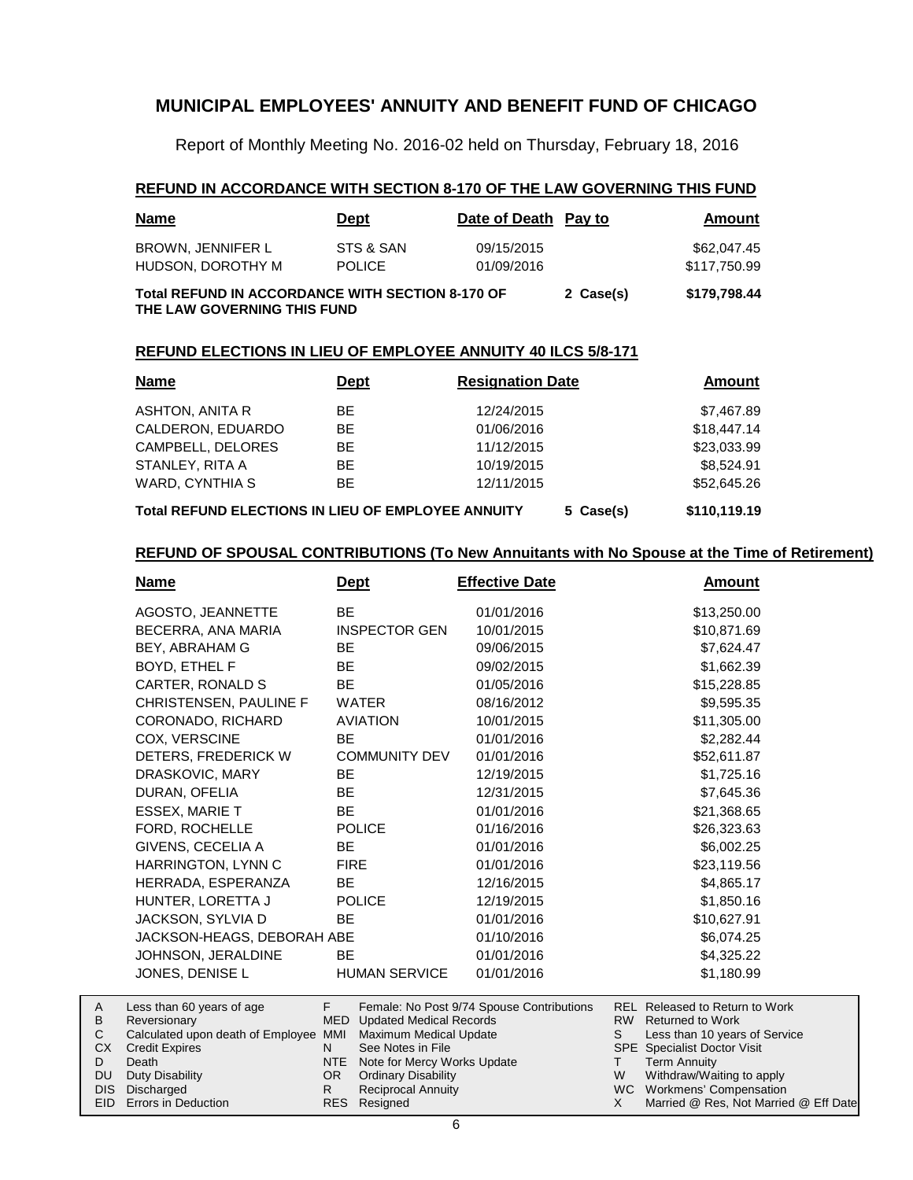# MUNICIPAL EMPLOYEES' ANNUITY AND BENEFIT FUND OF CHICAGO

Report of Monthly Meeting No. 2016-02 held on Thursday, February 18, 2016

## REFUND IN ACCORDANCE WITH SECTION 8-170 OF THE LAW GOVERNING THIS FUND

| Name | Dept | Date of Death | Pay to | Amount |
|---|---|---|---|---|
| BROWN, JENNIFER L | STS & SAN | 09/15/2015 | | $62,047.45 |
| HUDSON, DOROTHY M | POLICE | 01/09/2016 | | $117,750.99 |
| **Total REFUND IN ACCORDANCE WITH SECTION 8-170 OF THE LAW GOVERNING THIS FUND** | | | **2 Case(s)** | **$179,798.44** |

## REFUND ELECTIONS IN LIEU OF EMPLOYEE ANNUITY 40 ILCS 5/8-171

| Name | Dept | Resignation Date | | Amount |
|---|---|---|---|---|
| ASHTON, ANITA R | BE | 12/24/2015 | | $7,467.89 |
| CALDERON, EDUARDO | BE | 01/06/2016 | | $18,447.14 |
| CAMPBELL, DELORES | BE | 11/12/2015 | | $23,033.99 |
| STANLEY, RITA A | BE | 10/19/2015 | | $8,524.91 |
| WARD, CYNTHIA S | BE | 12/11/2015 | | $52,645.26 |
| **Total REFUND ELECTIONS IN LIEU OF EMPLOYEE ANNUITY** | | | **5 Case(s)** | **$110,119.19** |

## REFUND OF SPOUSAL CONTRIBUTIONS (To New Annuitants with No Spouse at the Time of Retirement)

| Name | Dept | Effective Date | Amount |
|---|---|---|---|
| AGOSTO, JEANNETTE | BE | 01/01/2016 | $13,250.00 |
| BECERRA, ANA MARIA | INSPECTOR GEN | 10/01/2015 | $10,871.69 |
| BEY, ABRAHAM G | BE | 09/06/2015 | $7,624.47 |
| BOYD, ETHEL F | BE | 09/02/2015 | $1,662.39 |
| CARTER, RONALD S | BE | 01/05/2016 | $15,228.85 |
| CHRISTENSEN, PAULINE F | WATER | 08/16/2012 | $9,595.35 |
| CORONADO, RICHARD | AVIATION | 10/01/2015 | $11,305.00 |
| COX, VERSCINE | BE | 01/01/2016 | $2,282.44 |
| DETERS, FREDERICK W | COMMUNITY DEV | 01/01/2016 | $52,611.87 |
| DRASKOVIC, MARY | BE | 12/19/2015 | $1,725.16 |
| DURAN, OFELIA | BE | 12/31/2015 | $7,645.36 |
| ESSEX, MARIE T | BE | 01/01/2016 | $21,368.65 |
| FORD, ROCHELLE | POLICE | 01/16/2016 | $26,323.63 |
| GIVENS, CECELIA A | BE | 01/01/2016 | $6,002.25 |
| HARRINGTON, LYNN C | FIRE | 01/01/2016 | $23,119.56 |
| HERRADA, ESPERANZA | BE | 12/16/2015 | $4,865.17 |
| HUNTER, LORETTA J | POLICE | 12/19/2015 | $1,850.16 |
| JACKSON, SYLVIA D | BE | 01/01/2016 | $10,627.91 |
| JACKSON-HEAGS, DEBORAH A | BE | 01/10/2016 | $6,074.25 |
| JOHNSON, JERALDINE | BE | 01/01/2016 | $4,325.22 |
| JONES, DENISE L | HUMAN SERVICE | 01/01/2016 | $1,180.99 |

| | | | | | |
|---|---|---|---|---|---|
| A | Less than 60 years of age | F | Female: No Post 9/74 Spouse Contributions | REL | Released to Return to Work |
| B | Reversionary | MED | Updated Medical Records | RW | Returned to Work |
| C | Calculated upon death of Employee | MMI | Maximum Medical Update | S | Less than 10 years of Service |
| CX | Credit Expires | N | See Notes in File | SPE | Specialist Doctor Visit |
| D | Death | NTE | Note for Mercy Works Update | T | Term Annuity |
| DU | Duty Disability | OR | Ordinary Disability | W | Withdraw/Waiting to apply |
| DIS | Discharged | R | Reciprocal Annuity | WC | Workmens' Compensation |
| EID | Errors in Deduction | RES | Resigned | X | Married @ Res, Not Married @ Eff Date |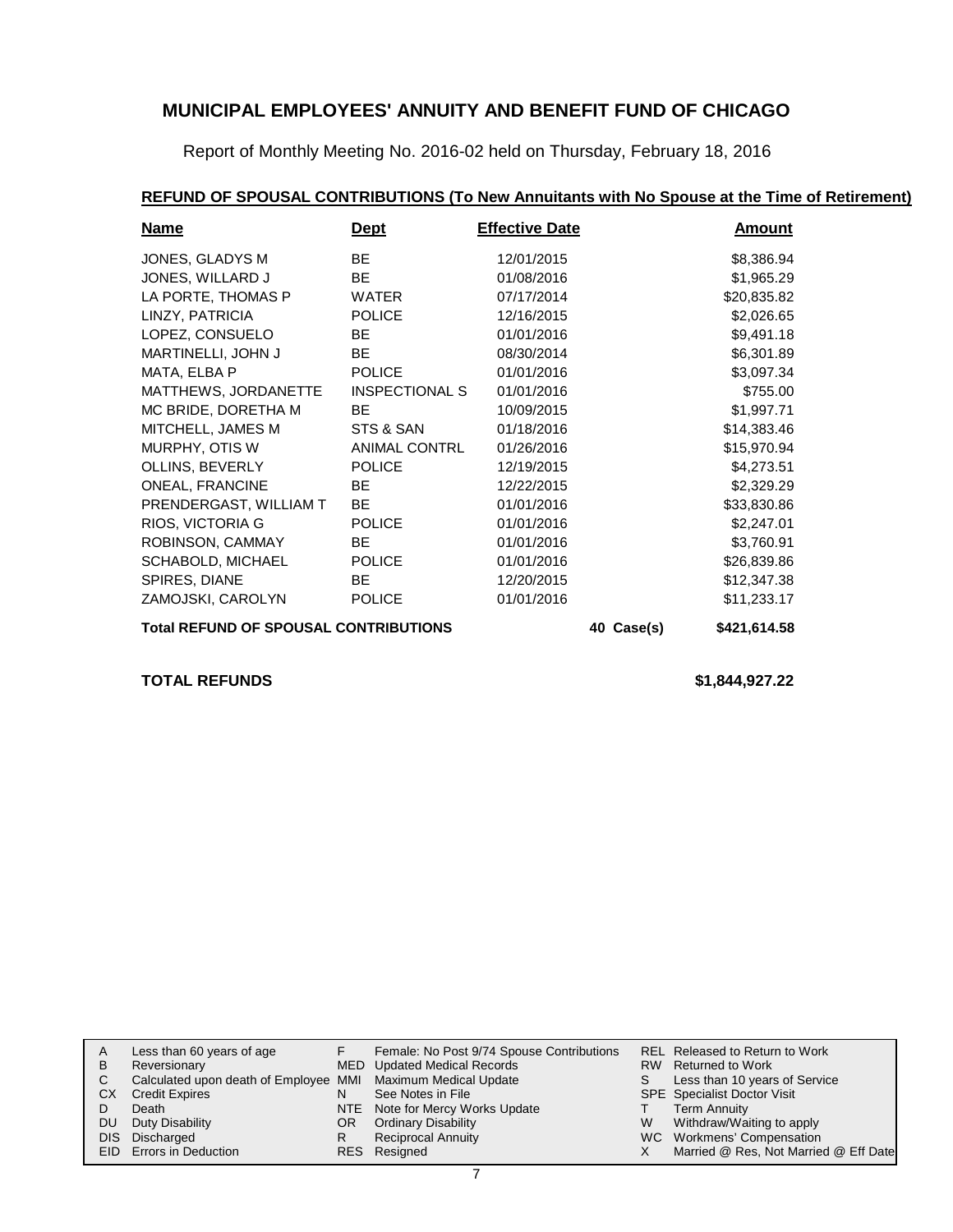# MUNICIPAL EMPLOYEES' ANNUITY AND BENEFIT FUND OF CHICAGO

Report of Monthly Meeting No. 2016-02 held on Thursday, February 18, 2016

## REFUND OF SPOUSAL CONTRIBUTIONS (To New Annuitants with No Spouse at the Time of Retirement)

| Name | Dept | Effective Date | | Amount |
|---|---|---|---|---|
| JONES, GLADYS M | BE | 12/01/2015 | | $8,386.94 |
| JONES, WILLARD J | BE | 01/08/2016 | | $1,965.29 |
| LA PORTE, THOMAS P | WATER | 07/17/2014 | | $20,835.82 |
| LINZY, PATRICIA | POLICE | 12/16/2015 | | $2,026.65 |
| LOPEZ, CONSUELO | BE | 01/01/2016 | | $9,491.18 |
| MARTINELLI, JOHN J | BE | 08/30/2014 | | $6,301.89 |
| MATA, ELBA P | POLICE | 01/01/2016 | | $3,097.34 |
| MATTHEWS, JORDANETTE | INSPECTIONAL S | 01/01/2016 | | $755.00 |
| MC BRIDE, DORETHA M | BE | 10/09/2015 | | $1,997.71 |
| MITCHELL, JAMES M | STS & SAN | 01/18/2016 | | $14,383.46 |
| MURPHY, OTIS W | ANIMAL CONTRL | 01/26/2016 | | $15,970.94 |
| OLLINS, BEVERLY | POLICE | 12/19/2015 | | $4,273.51 |
| ONEAL, FRANCINE | BE | 12/22/2015 | | $2,329.29 |
| PRENDERGAST, WILLIAM T | BE | 01/01/2016 | | $33,830.86 |
| RIOS, VICTORIA G | POLICE | 01/01/2016 | | $2,247.01 |
| ROBINSON, CAMMAY | BE | 01/01/2016 | | $3,760.91 |
| SCHABOLD, MICHAEL | POLICE | 01/01/2016 | | $26,839.86 |
| SPIRES, DIANE | BE | 12/20/2015 | | $12,347.38 |
| ZAMOJSKI, CAROLYN | POLICE | 01/01/2016 | | $11,233.17 |
| **Total REFUND OF SPOUSAL CONTRIBUTIONS** | | | **40 Case(s)** | **$421,614.58** |

**TOTAL REFUNDS** **$1,844,927.22**

| | | | | | |
|---|---|---|---|---|---|
| A | Less than 60 years of age | F | Female: No Post 9/74 Spouse Contributions | REL | Released to Return to Work |
| B | Reversionary | MED | Updated Medical Records | RW | Returned to Work |
| C | Calculated upon death of Employee | MMI | Maximum Medical Update | S | Less than 10 years of Service |
| CX | Credit Expires | N | See Notes in File | SPE | Specialist Doctor Visit |
| D | Death | NTE | Note for Mercy Works Update | T | Term Annuity |
| DU | Duty Disability | OR | Ordinary Disability | W | Withdraw/Waiting to apply |
| DIS | Discharged | R | Reciprocal Annuity | WC | Workmens' Compensation |
| EID | Errors in Deduction | RES | Resigned | X | Married @ Res, Not Married @ Eff Date |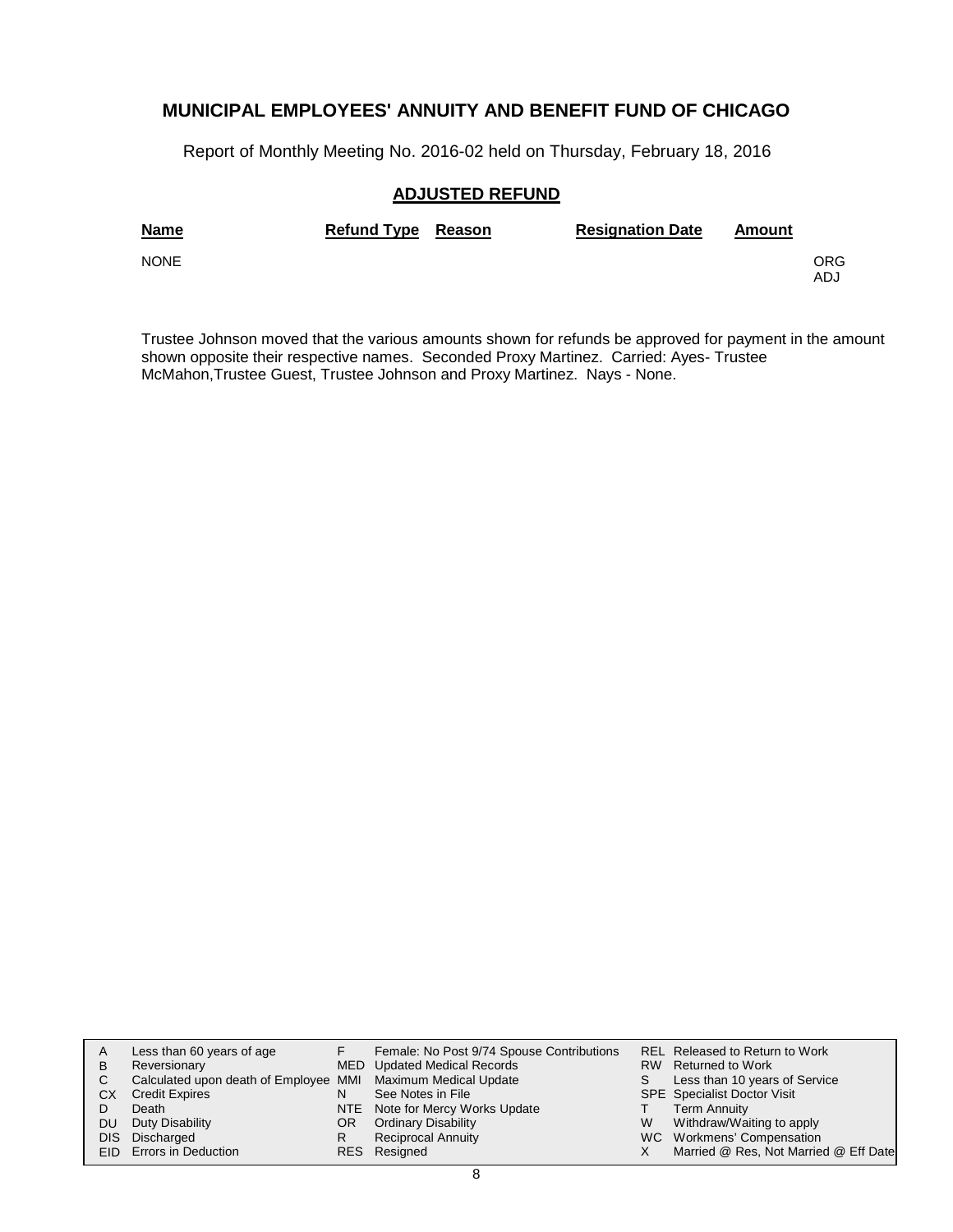# MUNICIPAL EMPLOYEES' ANNUITY AND BENEFIT FUND OF CHICAGO

Report of Monthly Meeting No. 2016-02 held on Thursday, February 18, 2016

## ADJUSTED REFUND

| Name | Refund Type | Reason | Resignation Date | Amount | |
|---|---|---|---|---|---|
| NONE | | | | | ORG ADJ |

Trustee Johnson moved that the various amounts shown for refunds be approved for payment in the amount shown opposite their respective names. Seconded Proxy Martinez. Carried: Ayes- Trustee McMahon,Trustee Guest, Trustee Johnson and Proxy Martinez. Nays - None.

| | | | | | |
|---|---|---|---|---|---|
| A | Less than 60 years of age | F | Female: No Post 9/74 Spouse Contributions | REL | Released to Return to Work |
| B | Reversionary | MED | Updated Medical Records | RW | Returned to Work |
| C | Calculated upon death of Employee | MMI | Maximum Medical Update | S | Less than 10 years of Service |
| CX | Credit Expires | N | See Notes in File | SPE | Specialist Doctor Visit |
| D | Death | NTE | Note for Mercy Works Update | T | Term Annuity |
| DU | Duty Disability | OR | Ordinary Disability | W | Withdraw/Waiting to apply |
| DIS | Discharged | R | Reciprocal Annuity | WC | Workmens' Compensation |
| EID | Errors in Deduction | RES | Resigned | X | Married @ Res, Not Married @ Eff Date |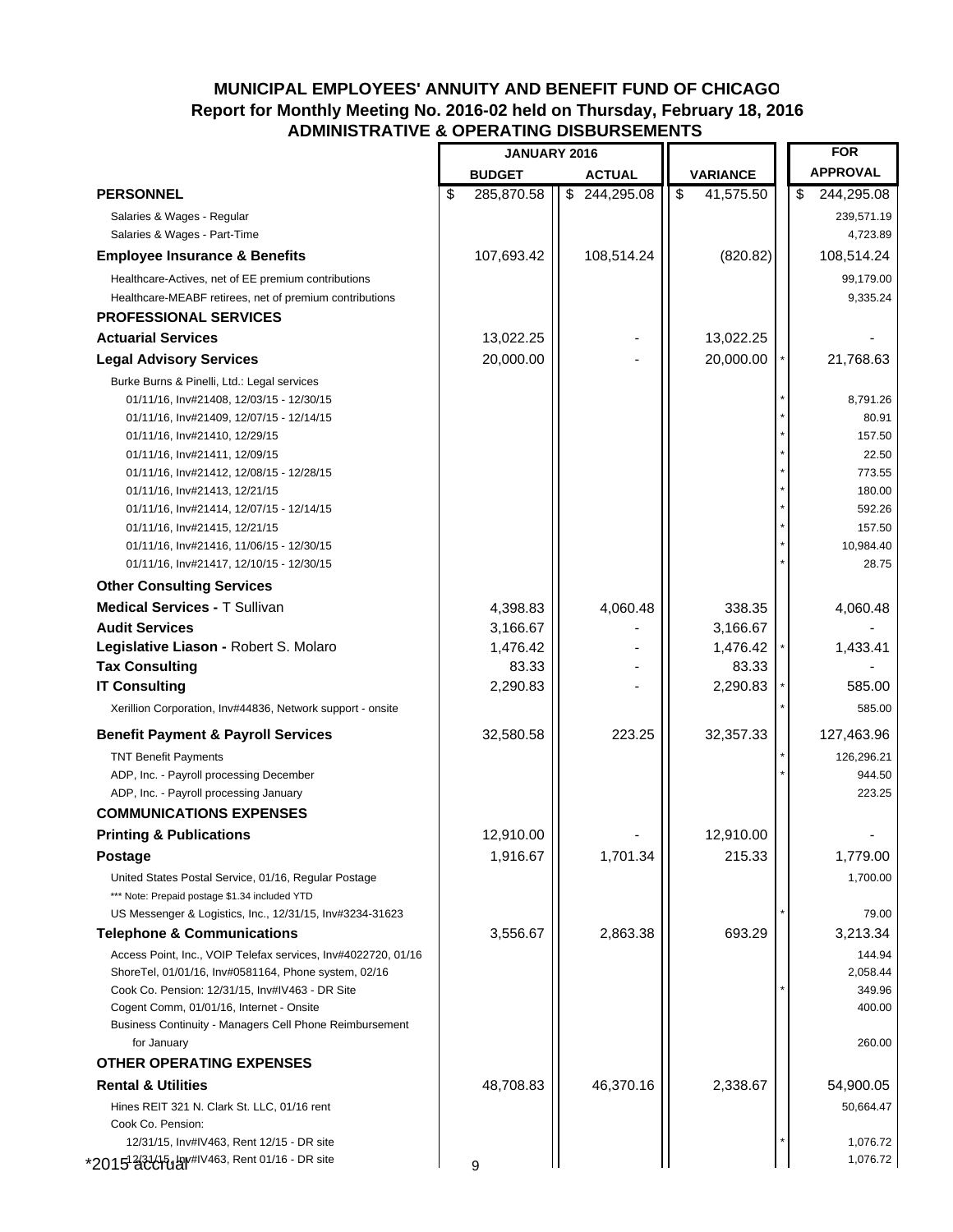# MUNICIPAL EMPLOYEES' ANNUITY AND BENEFIT FUND OF CHICAGO
## Report for Monthly Meeting No. 2016-02 held on Thursday, February 18, 2016
## ADMINISTRATIVE & OPERATING DISBURSEMENTS

| | JANUARY 2016 | | | | FOR |
|---|---|---|---|---|---|
| | BUDGET | ACTUAL | VARIANCE | | APPROVAL |
| **PERSONNEL** | $ 285,870.58 | $ 244,295.08 | $ 41,575.50 | | $ 244,295.08 |
| Salaries & Wages - Regular | | | | | 239,571.19 |
| Salaries & Wages - Part-Time | | | | | 4,723.89 |
| **Employee Insurance & Benefits** | 107,693.42 | 108,514.24 | (820.82) | | 108,514.24 |
| Healthcare-Actives, net of EE premium contributions | | | | | 99,179.00 |
| Healthcare-MEABF retirees, net of premium contributions | | | | | 9,335.24 |
| **PROFESSIONAL SERVICES** | | | | | |
| **Actuarial Services** | 13,022.25 | - | 13,022.25 | | - |
| **Legal Advisory Services** | 20,000.00 | - | 20,000.00 | * | 21,768.63 |
| Burke Burns & Pinelli, Ltd.: Legal services | | | | | |
| 01/11/16, Inv#21408, 12/03/15 - 12/30/15 | | | | * | 8,791.26 |
| 01/11/16, Inv#21409, 12/07/15 - 12/14/15 | | | | * | 80.91 |
| 01/11/16, Inv#21410, 12/29/15 | | | | * | 157.50 |
| 01/11/16, Inv#21411, 12/09/15 | | | | * | 22.50 |
| 01/11/16, Inv#21412, 12/08/15 - 12/28/15 | | | | * | 773.55 |
| 01/11/16, Inv#21413, 12/21/15 | | | | * | 180.00 |
| 01/11/16, Inv#21414, 12/07/15 - 12/14/15 | | | | * | 592.26 |
| 01/11/16, Inv#21415, 12/21/15 | | | | * | 157.50 |
| 01/11/16, Inv#21416, 11/06/15 - 12/30/15 | | | | * | 10,984.40 |
| 01/11/16, Inv#21417, 12/10/15 - 12/30/15 | | | | * | 28.75 |
| **Other Consulting Services** | | | | | |
| **Medical Services -** T Sullivan | 4,398.83 | 4,060.48 | 338.35 | | 4,060.48 |
| **Audit Services** | 3,166.67 | - | 3,166.67 | | - |
| **Legislative Liason -** Robert S. Molaro | 1,476.42 | - | 1,476.42 | * | 1,433.41 |
| **Tax Consulting** | 83.33 | - | 83.33 | | - |
| **IT Consulting** | 2,290.83 | - | 2,290.83 | * | 585.00 |
| Xerillion Corporation, Inv#44836, Network support - onsite | | | | * | 585.00 |
| **Benefit Payment & Payroll Services** | 32,580.58 | 223.25 | 32,357.33 | | 127,463.96 |
| TNT Benefit Payments | | | | * | 126,296.21 |
| ADP, Inc. - Payroll processing December | | | | * | 944.50 |
| ADP, Inc. - Payroll processing January | | | | | 223.25 |
| **COMMUNICATIONS EXPENSES** | | | | | |
| **Printing & Publications** | 12,910.00 | - | 12,910.00 | | - |
| **Postage** | 1,916.67 | 1,701.34 | 215.33 | | 1,779.00 |
| United States Postal Service, 01/16, Regular Postage | | | | | 1,700.00 |
| *** Note: Prepaid postage $1.34 included YTD | | | | | |
| US Messenger & Logistics, Inc., 12/31/15, Inv#3234-31623 | | | | * | 79.00 |
| **Telephone & Communications** | 3,556.67 | 2,863.38 | 693.29 | | 3,213.34 |
| Access Point, Inc., VOIP Telefax services, Inv#4022720, 01/16 | | | | | 144.94 |
| ShoreTel, 01/01/16, Inv#0581164, Phone system, 02/16 | | | | | 2,058.44 |
| Cook Co. Pension: 12/31/15, Inv#IV463 - DR Site | | | | * | 349.96 |
| Cogent Comm, 01/01/16, Internet - Onsite | | | | | 400.00 |
| Business Continuity - Managers Cell Phone Reimbursement for January | | | | | 260.00 |
| **OTHER OPERATING EXPENSES** | | | | | |
| **Rental & Utilities** | 48,708.83 | 46,370.16 | 2,338.67 | | 54,900.05 |
| Hines REIT 321 N. Clark St. LLC, 01/16 rent | | | | | 50,664.47 |
| Cook Co. Pension: | | | | | |
| 12/31/15, Inv#IV463, Rent 12/15 - DR site | | | | * | 1,076.72 |
| 12/31/15, Inv#IV463, Rent 01/16 - DR site | | | | | 1,076.72 |

*2015 accrual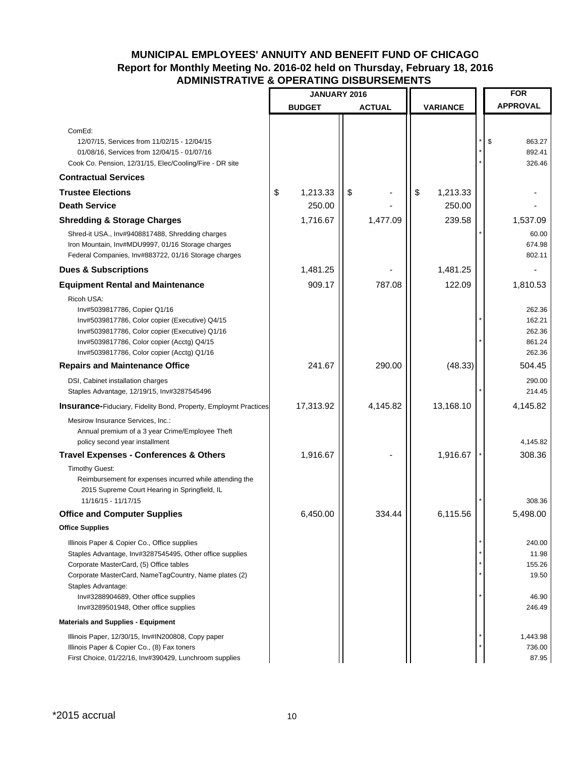**MUNICIPAL EMPLOYEES' ANNUITY AND BENEFIT FUND OF CHICAGO**
**Report for Monthly Meeting No. 2016-02 held on Thursday, February 18, 2016**
**ADMINISTRATIVE & OPERATING DISBURSEMENTS**

| | JANUARY 2016 BUDGET | JANUARY 2016 ACTUAL | VARIANCE | | FOR APPROVAL |
|---|---|---|---|---|---|
| ComEd: | | | | | |
| 12/07/15, Services from 11/02/15 - 12/04/15 | | | | * | $ 863.27 |
| 01/08/16, Services from 12/04/15 - 01/07/16 | | | | * | 892.41 |
| Cook Co. Pension, 12/31/15, Elec/Cooling/Fire - DR site | | | | * | 326.46 |
| **Contractual Services** | | | | | |
| **Trustee Elections** | $ 1,213.33 | $ - | $ 1,213.33 | | - |
| **Death Service** | 250.00 | - | 250.00 | | - |
| **Shredding & Storage Charges** | 1,716.67 | 1,477.09 | 239.58 | | 1,537.09 |
| Shred-it USA., Inv#9408817488, Shredding charges | | | | * | 60.00 |
| Iron Mountain, Inv#MDU9997, 01/16 Storage charges | | | | | 674.98 |
| Federal Companies, Inv#883722, 01/16 Storage charges | | | | | 802.11 |
| **Dues & Subscriptions** | 1,481.25 | - | 1,481.25 | | - |
| **Equipment Rental and Maintenance** | 909.17 | 787.08 | 122.09 | | 1,810.53 |
| Ricoh USA: | | | | | |
| Inv#5039817786, Copier Q1/16 | | | | | 262.36 |
| Inv#5039817786, Color copier (Executive) Q4/15 | | | | * | 162.21 |
| Inv#5039817786, Color copier (Executive) Q1/16 | | | | | 262.36 |
| Inv#5039817786, Color copier (Acctg) Q4/15 | | | | * | 861.24 |
| Inv#5039817786, Color copier (Acctg) Q1/16 | | | | | 262.36 |
| **Repairs and Maintenance Office** | 241.67 | 290.00 | (48.33) | | 504.45 |
| DSI, Cabinet installation charges | | | | | 290.00 |
| Staples Advantage, 12/19/15, Inv#3287545496 | | | | * | 214.45 |
| **Insurance-**Fiduciary, Fidelity Bond, Property, Employmt Practices | 17,313.92 | 4,145.82 | 13,168.10 | | 4,145.82 |
| Mesirow Insurance Services, Inc.: Annual premium of a 3 year Crime/Employee Theft policy second year installment | | | | | 4,145.82 |
| **Travel Expenses - Conferences & Others** | 1,916.67 | - | 1,916.67 | * | 308.36 |
| Timothy Guest: Reimbursement for expenses incurred while attending the 2015 Supreme Court Hearing in Springfield, IL 11/16/15 - 11/17/15 | | | | * | 308.36 |
| **Office and Computer Supplies** | 6,450.00 | 334.44 | 6,115.56 | | 5,498.00 |
| **Office Supplies** | | | | | |
| Illinois Paper & Copier Co., Office supplies | | | | * | 240.00 |
| Staples Advantage, Inv#3287545495, Other office supplies | | | | * | 11.98 |
| Corporate MasterCard, (5) Office tables | | | | * | 155.26 |
| Corporate MasterCard, NameTagCountry, Name plates (2) | | | | * | 19.50 |
| Staples Advantage: | | | | | |
| Inv#3288904689, Other office supplies | | | | * | 46.90 |
| Inv#3289501948, Other office supplies | | | | | 246.49 |
| **Materials and Supplies - Equipment** | | | | | |
| Illinois Paper, 12/30/15, Inv#IN200808, Copy paper | | | | * | 1,443.98 |
| Illinois Paper & Copier Co., (8) Fax toners | | | | * | 736.00 |
| First Choice, 01/22/16, Inv#390429, Lunchroom supplies | | | | | 87.95 |

\*2015 accrual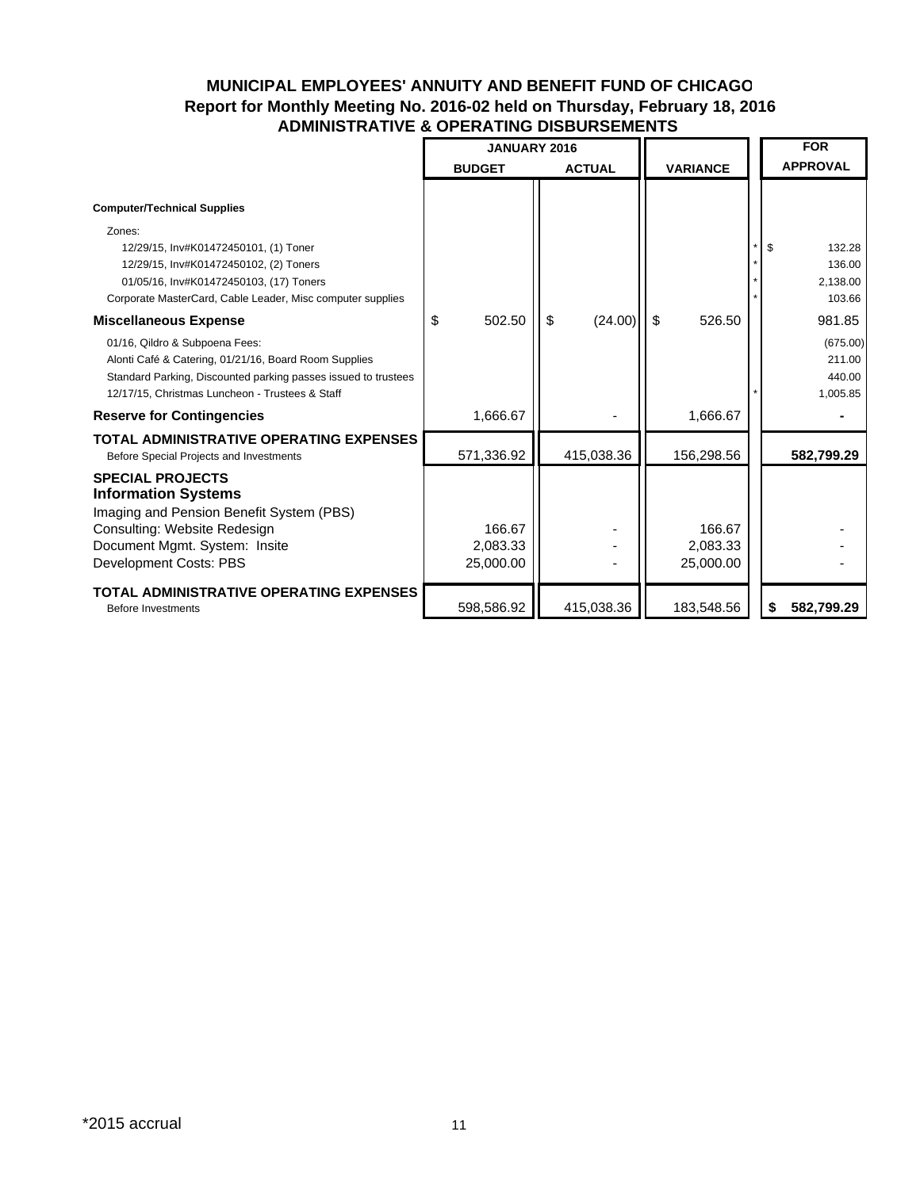# MUNICIPAL EMPLOYEES' ANNUITY AND BENEFIT FUND OF CHICAGO
## Report for Monthly Meeting No. 2016-02 held on Thursday, February 18, 2016
## ADMINISTRATIVE & OPERATING DISBURSEMENTS

| | JANUARY 2016 BUDGET | JANUARY 2016 ACTUAL | VARIANCE | | FOR APPROVAL |
|---|---|---|---|---|---|
| **Computer/Technical Supplies** | | | | | |
| Zones: | | | | | |
| 12/29/15, Inv#K01472450101, (1) Toner | | | | * | $ 132.28 |
| 12/29/15, Inv#K01472450102, (2) Toners | | | | * | 136.00 |
| 01/05/16, Inv#K01472450103, (17) Toners | | | | * | 2,138.00 |
| Corporate MasterCard, Cable Leader, Misc computer supplies | | | | * | 103.66 |
| **Miscellaneous Expense** | $ 502.50 | $ (24.00) | $ 526.50 | | 981.85 |
| 01/16, Qildro & Subpoena Fees: | | | | | (675.00) |
| Alonti Café & Catering, 01/21/16, Board Room Supplies | | | | | 211.00 |
| Standard Parking, Discounted parking passes issued to trustees | | | | | 440.00 |
| 12/17/15, Christmas Luncheon - Trustees & Staff | | | | * | 1,005.85 |
| **Reserve for Contingencies** | 1,666.67 | - | 1,666.67 | | **-** |
| **TOTAL ADMINISTRATIVE OPERATING EXPENSES** Before Special Projects and Investments | 571,336.92 | 415,038.36 | 156,298.56 | | **582,799.29** |
| **SPECIAL PROJECTS** | | | | | |
| **Information Systems** | | | | | |
| Imaging and Pension Benefit System (PBS) | | | | | |
| Consulting: Website Redesign | 166.67 | - | 166.67 | | - |
| Document Mgmt. System: Insite | 2,083.33 | - | 2,083.33 | | - |
| Development Costs: PBS | 25,000.00 | - | 25,000.00 | | - |
| **TOTAL ADMINISTRATIVE OPERATING EXPENSES** Before Investments | 598,586.92 | 415,038.36 | 183,548.56 | | **$ 582,799.29** |

*2015 accrual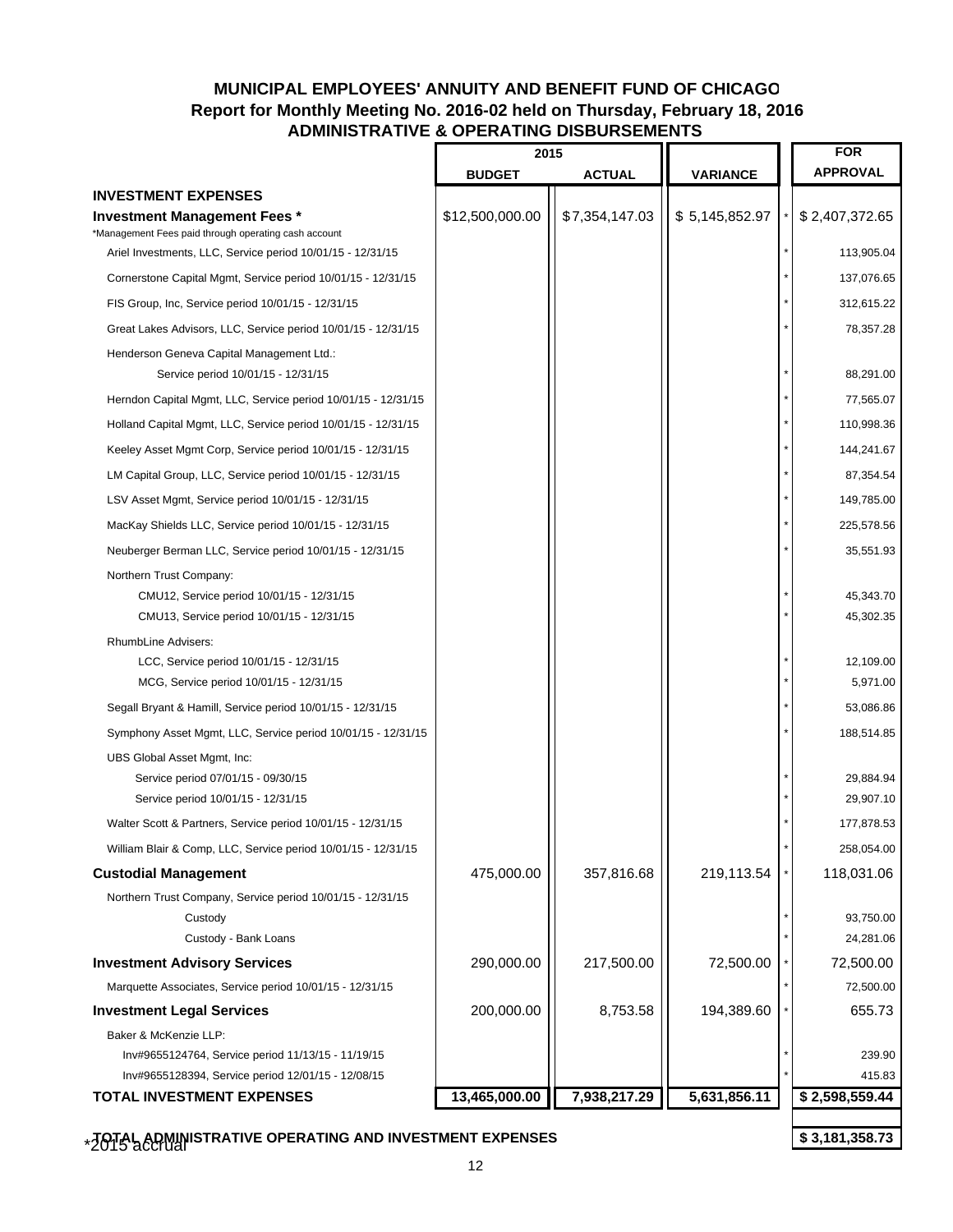# MUNICIPAL EMPLOYEES' ANNUITY AND BENEFIT FUND OF CHICAGO
## Report for Monthly Meeting No. 2016-02 held on Thursday, February 18, 2016
## ADMINISTRATIVE & OPERATING DISBURSEMENTS

| | 2015 | | | | FOR |
|---|---|---|---|---|---|
| | BUDGET | ACTUAL | VARIANCE | | APPROVAL |
| **INVESTMENT EXPENSES** | | | | | |
| **Investment Management Fees *** | $12,500,000.00 | $7,354,147.03 | $ 5,145,852.97 | * | $ 2,407,372.65 |
| *Management Fees paid through operating cash account | | | | | |
| Ariel Investments, LLC, Service period 10/01/15 - 12/31/15 | | | | * | 113,905.04 |
| Cornerstone Capital Mgmt, Service period 10/01/15 - 12/31/15 | | | | * | 137,076.65 |
| FIS Group, Inc, Service period 10/01/15 - 12/31/15 | | | | * | 312,615.22 |
| Great Lakes Advisors, LLC, Service period 10/01/15 - 12/31/15 | | | | * | 78,357.28 |
| Henderson Geneva Capital Management Ltd.: | | | | | |
| Service period 10/01/15 - 12/31/15 | | | | * | 88,291.00 |
| Herndon Capital Mgmt, LLC, Service period 10/01/15 - 12/31/15 | | | | * | 77,565.07 |
| Holland Capital Mgmt, LLC, Service period 10/01/15 - 12/31/15 | | | | * | 110,998.36 |
| Keeley Asset Mgmt Corp, Service period 10/01/15 - 12/31/15 | | | | * | 144,241.67 |
| LM Capital Group, LLC, Service period 10/01/15 - 12/31/15 | | | | * | 87,354.54 |
| LSV Asset Mgmt, Service period 10/01/15 - 12/31/15 | | | | * | 149,785.00 |
| MacKay Shields LLC, Service period 10/01/15 - 12/31/15 | | | | * | 225,578.56 |
| Neuberger Berman LLC, Service period 10/01/15 - 12/31/15 | | | | * | 35,551.93 |
| Northern Trust Company: | | | | | |
| CMU12, Service period 10/01/15 - 12/31/15 | | | | * | 45,343.70 |
| CMU13, Service period 10/01/15 - 12/31/15 | | | | * | 45,302.35 |
| RhumbLine Advisers: | | | | | |
| LCC, Service period 10/01/15 - 12/31/15 | | | | * | 12,109.00 |
| MCG, Service period 10/01/15 - 12/31/15 | | | | * | 5,971.00 |
| Segall Bryant & Hamill, Service period 10/01/15 - 12/31/15 | | | | * | 53,086.86 |
| Symphony Asset Mgmt, LLC, Service period 10/01/15 - 12/31/15 | | | | * | 188,514.85 |
| UBS Global Asset Mgmt, Inc: | | | | | |
| Service period 07/01/15 - 09/30/15 | | | | * | 29,884.94 |
| Service period 10/01/15 - 12/31/15 | | | | * | 29,907.10 |
| Walter Scott & Partners, Service period 10/01/15 - 12/31/15 | | | | * | 177,878.53 |
| William Blair & Comp, LLC, Service period 10/01/15 - 12/31/15 | | | | * | 258,054.00 |
| **Custodial Management** | 475,000.00 | 357,816.68 | 219,113.54 | * | 118,031.06 |
| Northern Trust Company, Service period 10/01/15 - 12/31/15 | | | | | |
| Custody | | | | * | 93,750.00 |
| Custody - Bank Loans | | | | * | 24,281.06 |
| **Investment Advisory Services** | 290,000.00 | 217,500.00 | 72,500.00 | * | 72,500.00 |
| Marquette Associates, Service period 10/01/15 - 12/31/15 | | | | * | 72,500.00 |
| **Investment Legal Services** | 200,000.00 | 8,753.58 | 194,389.60 | * | 655.73 |
| Baker & McKenzie LLP: | | | | | |
| Inv#9655124764, Service period 11/13/15 - 11/19/15 | | | | * | 239.90 |
| Inv#9655128394, Service period 12/01/15 - 12/08/15 | | | | * | 415.83 |
| **TOTAL INVESTMENT EXPENSES** | **13,465,000.00** | **7,938,217.29** | **5,631,856.11** | | **$ 2,598,559.44** |
| **TOTAL ADMINISTRATIVE OPERATING AND INVESTMENT EXPENSES** | | | | | **$ 3,181,358.73** |

*2015 accrual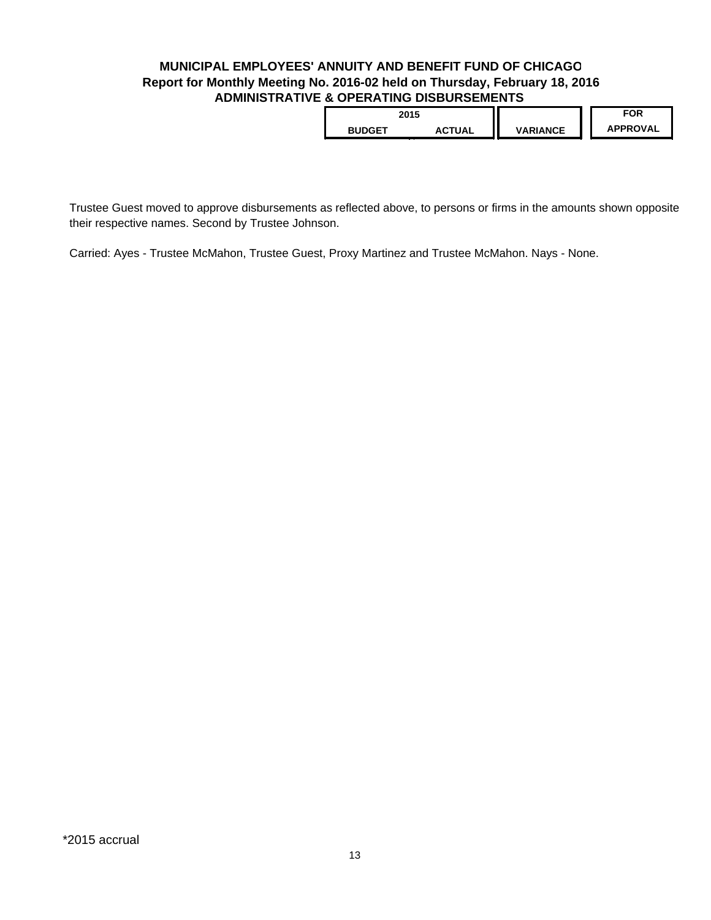**MUNICIPAL EMPLOYEES' ANNUITY AND BENEFIT FUND OF CHICAGO**
**Report for Monthly Meeting No. 2016-02 held on Thursday, February 18, 2016**
**ADMINISTRATIVE & OPERATING DISBURSEMENTS**

| 2015 | | | FOR |
|---|---|---|---|
| BUDGET | ACTUAL | VARIANCE | APPROVAL |

Trustee Guest moved to approve disbursements as reflected above, to persons or firms in the amounts shown opposite their respective names. Second by Trustee Johnson.

Carried: Ayes - Trustee McMahon, Trustee Guest, Proxy Martinez and Trustee McMahon. Nays - None.

*2015 accrual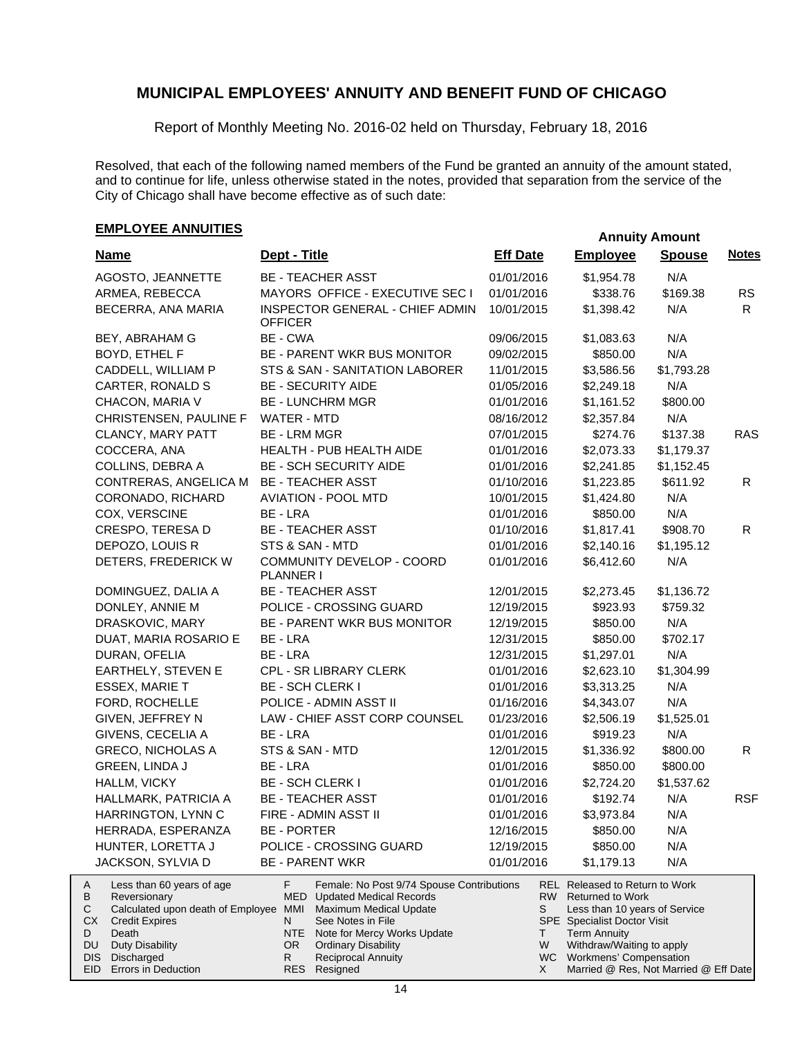# MUNICIPAL EMPLOYEES' ANNUITY AND BENEFIT FUND OF CHICAGO

Report of Monthly Meeting No. 2016-02 held on Thursday, February 18, 2016

Resolved, that each of the following named members of the Fund be granted an annuity of the amount stated, and to continue for life, unless otherwise stated in the notes, provided that separation from the service of the City of Chicago shall have become effective as of such date:

## EMPLOYEE ANNUITIES

| Name | Dept - Title | Eff Date | Annuity Amount Employee | Annuity Amount Spouse | Notes |
|---|---|---|---|---|---|
| AGOSTO, JEANNETTE | BE - TEACHER ASST | 01/01/2016 | $1,954.78 | N/A | |
| ARMEA, REBECCA | MAYORS OFFICE - EXECUTIVE SEC I | 01/01/2016 | $338.76 | $169.38 | RS |
| BECERRA, ANA MARIA | INSPECTOR GENERAL - CHIEF ADMIN OFFICER | 10/01/2015 | $1,398.42 | N/A | R |
| BEY, ABRAHAM G | BE - CWA | 09/06/2015 | $1,083.63 | N/A | |
| BOYD, ETHEL F | BE - PARENT WKR BUS MONITOR | 09/02/2015 | $850.00 | N/A | |
| CADDELL, WILLIAM P | STS & SAN - SANITATION LABORER | 11/01/2015 | $3,586.56 | $1,793.28 | |
| CARTER, RONALD S | BE - SECURITY AIDE | 01/05/2016 | $2,249.18 | N/A | |
| CHACON, MARIA V | BE - LUNCHRM MGR | 01/01/2016 | $1,161.52 | $800.00 | |
| CHRISTENSEN, PAULINE F | WATER - MTD | 08/16/2012 | $2,357.84 | N/A | |
| CLANCY, MARY PATT | BE - LRM MGR | 07/01/2015 | $274.76 | $137.38 | RAS |
| COCCERA, ANA | HEALTH - PUB HEALTH AIDE | 01/01/2016 | $2,073.33 | $1,179.37 | |
| COLLINS, DEBRA A | BE - SCH SECURITY AIDE | 01/01/2016 | $2,241.85 | $1,152.45 | |
| CONTRERAS, ANGELICA M | BE - TEACHER ASST | 01/10/2016 | $1,223.85 | $611.92 | R |
| CORONADO, RICHARD | AVIATION - POOL MTD | 10/01/2015 | $1,424.80 | N/A | |
| COX, VERSCINE | BE - LRA | 01/01/2016 | $850.00 | N/A | |
| CRESPO, TERESA D | BE - TEACHER ASST | 01/10/2016 | $1,817.41 | $908.70 | R |
| DEPOZO, LOUIS R | STS & SAN - MTD | 01/01/2016 | $2,140.16 | $1,195.12 | |
| DETERS, FREDERICK W | COMMUNITY DEVELOP - COORD PLANNER I | 01/01/2016 | $6,412.60 | N/A | |
| DOMINGUEZ, DALIA A | BE - TEACHER ASST | 12/01/2015 | $2,273.45 | $1,136.72 | |
| DONLEY, ANNIE M | POLICE - CROSSING GUARD | 12/19/2015 | $923.93 | $759.32 | |
| DRASKOVIC, MARY | BE - PARENT WKR BUS MONITOR | 12/19/2015 | $850.00 | N/A | |
| DUAT, MARIA ROSARIO E | BE - LRA | 12/31/2015 | $850.00 | $702.17 | |
| DURAN, OFELIA | BE - LRA | 12/31/2015 | $1,297.01 | N/A | |
| EARTHELY, STEVEN E | CPL - SR LIBRARY CLERK | 01/01/2016 | $2,623.10 | $1,304.99 | |
| ESSEX, MARIE T | BE - SCH CLERK I | 01/01/2016 | $3,313.25 | N/A | |
| FORD, ROCHELLE | POLICE - ADMIN ASST II | 01/16/2016 | $4,343.07 | N/A | |
| GIVEN, JEFFREY N | LAW - CHIEF ASST CORP COUNSEL | 01/23/2016 | $2,506.19 | $1,525.01 | |
| GIVENS, CECELIA A | BE - LRA | 01/01/2016 | $919.23 | N/A | |
| GRECO, NICHOLAS A | STS & SAN - MTD | 12/01/2015 | $1,336.92 | $800.00 | R |
| GREEN, LINDA J | BE - LRA | 01/01/2016 | $850.00 | $800.00 | |
| HALLM, VICKY | BE - SCH CLERK I | 01/01/2016 | $2,724.20 | $1,537.62 | |
| HALLMARK, PATRICIA A | BE - TEACHER ASST | 01/01/2016 | $192.74 | N/A | RSF |
| HARRINGTON, LYNN C | FIRE - ADMIN ASST II | 01/01/2016 | $3,973.84 | N/A | |
| HERRADA, ESPERANZA | BE - PORTER | 12/16/2015 | $850.00 | N/A | |
| HUNTER, LORETTA J | POLICE - CROSSING GUARD | 12/19/2015 | $850.00 | N/A | |
| JACKSON, SYLVIA D | BE - PARENT WKR | 01/01/2016 | $1,179.13 | N/A | |

| Code | Meaning | Code | Meaning | Code | Meaning |
|---|---|---|---|---|---|
| A | Less than 60 years of age | F | Female: No Post 9/74 Spouse Contributions | REL | Released to Return to Work |
| B | Reversionary | MED | Updated Medical Records | RW | Returned to Work |
| C | Calculated upon death of Employee | MMI | Maximum Medical Update | S | Less than 10 years of Service |
| CX | Credit Expires | N | See Notes in File | SPE | Specialist Doctor Visit |
| D | Death | NTE | Note for Mercy Works Update | T | Term Annuity |
| DU | Duty Disability | OR | Ordinary Disability | W | Withdraw/Waiting to apply |
| DIS | Discharged | R | Reciprocal Annuity | WC | Workmens' Compensation |
| EID | Errors in Deduction | RES | Resigned | X | Married @ Res, Not Married @ Eff Date |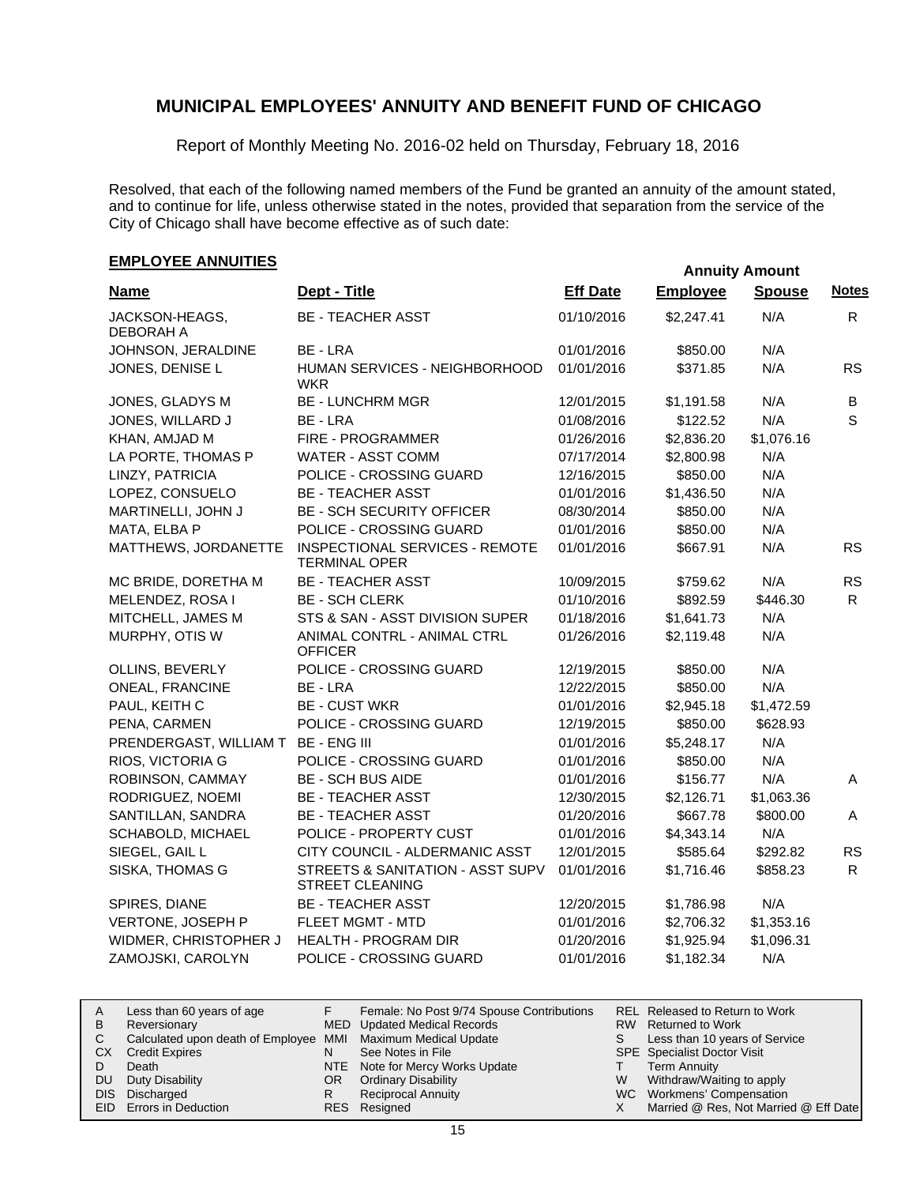# MUNICIPAL EMPLOYEES' ANNUITY AND BENEFIT FUND OF CHICAGO

Report of Monthly Meeting No. 2016-02 held on Thursday, February 18, 2016

Resolved, that each of the following named members of the Fund be granted an annuity of the amount stated, and to continue for life, unless otherwise stated in the notes, provided that separation from the service of the City of Chicago shall have become effective as of such date:

## EMPLOYEE ANNUITIES

| Name | Dept - Title | Eff Date | Annuity Amount Employee | Annuity Amount Spouse | Notes |
|---|---|---|---|---|---|
| JACKSON-HEAGS, DEBORAH A | BE - TEACHER ASST | 01/10/2016 | $2,247.41 | N/A | R |
| JOHNSON, JERALDINE | BE - LRA | 01/01/2016 | $850.00 | N/A | |
| JONES, DENISE L | HUMAN SERVICES - NEIGHBORHOOD WKR | 01/01/2016 | $371.85 | N/A | RS |
| JONES, GLADYS M | BE - LUNCHRM MGR | 12/01/2015 | $1,191.58 | N/A | B |
| JONES, WILLARD J | BE - LRA | 01/08/2016 | $122.52 | N/A | S |
| KHAN, AMJAD M | FIRE - PROGRAMMER | 01/26/2016 | $2,836.20 | $1,076.16 | |
| LA PORTE, THOMAS P | WATER - ASST COMM | 07/17/2014 | $2,800.98 | N/A | |
| LINZY, PATRICIA | POLICE - CROSSING GUARD | 12/16/2015 | $850.00 | N/A | |
| LOPEZ, CONSUELO | BE - TEACHER ASST | 01/01/2016 | $1,436.50 | N/A | |
| MARTINELLI, JOHN J | BE - SCH SECURITY OFFICER | 08/30/2014 | $850.00 | N/A | |
| MATA, ELBA P | POLICE - CROSSING GUARD | 01/01/2016 | $850.00 | N/A | |
| MATTHEWS, JORDANETTE | INSPECTIONAL SERVICES - REMOTE TERMINAL OPER | 01/01/2016 | $667.91 | N/A | RS |
| MC BRIDE, DORETHA M | BE - TEACHER ASST | 10/09/2015 | $759.62 | N/A | RS |
| MELENDEZ, ROSA I | BE - SCH CLERK | 01/10/2016 | $892.59 | $446.30 | R |
| MITCHELL, JAMES M | STS & SAN - ASST DIVISION SUPER | 01/18/2016 | $1,641.73 | N/A | |
| MURPHY, OTIS W | ANIMAL CONTRL - ANIMAL CTRL OFFICER | 01/26/2016 | $2,119.48 | N/A | |
| OLLINS, BEVERLY | POLICE - CROSSING GUARD | 12/19/2015 | $850.00 | N/A | |
| ONEAL, FRANCINE | BE - LRA | 12/22/2015 | $850.00 | N/A | |
| PAUL, KEITH C | BE - CUST WKR | 01/01/2016 | $2,945.18 | $1,472.59 | |
| PENA, CARMEN | POLICE - CROSSING GUARD | 12/19/2015 | $850.00 | $628.93 | |
| PRENDERGAST, WILLIAM T | BE - ENG III | 01/01/2016 | $5,248.17 | N/A | |
| RIOS, VICTORIA G | POLICE - CROSSING GUARD | 01/01/2016 | $850.00 | N/A | |
| ROBINSON, CAMMAY | BE - SCH BUS AIDE | 01/01/2016 | $156.77 | N/A | A |
| RODRIGUEZ, NOEMI | BE - TEACHER ASST | 12/30/2015 | $2,126.71 | $1,063.36 | |
| SANTILLAN, SANDRA | BE - TEACHER ASST | 01/20/2016 | $667.78 | $800.00 | A |
| SCHABOLD, MICHAEL | POLICE - PROPERTY CUST | 01/01/2016 | $4,343.14 | N/A | |
| SIEGEL, GAIL L | CITY COUNCIL - ALDERMANIC ASST | 12/01/2015 | $585.64 | $292.82 | RS |
| SISKA, THOMAS G | STREETS & SANITATION - ASST SUPV STREET CLEANING | 01/01/2016 | $1,716.46 | $858.23 | R |
| SPIRES, DIANE | BE - TEACHER ASST | 12/20/2015 | $1,786.98 | N/A | |
| VERTONE, JOSEPH P | FLEET MGMT - MTD | 01/01/2016 | $2,706.32 | $1,353.16 | |
| WIDMER, CHRISTOPHER J | HEALTH - PROGRAM DIR | 01/20/2016 | $1,925.94 | $1,096.31 | |
| ZAMOJSKI, CAROLYN | POLICE - CROSSING GUARD | 01/01/2016 | $1,182.34 | N/A | |

| | | | | | |
|---|---|---|---|---|---|
| A | Less than 60 years of age | F | Female: No Post 9/74 Spouse Contributions | REL | Released to Return to Work |
| B | Reversionary | MED | Updated Medical Records | RW | Returned to Work |
| C | Calculated upon death of Employee | MMI | Maximum Medical Update | S | Less than 10 years of Service |
| CX | Credit Expires | N | See Notes in File | SPE | Specialist Doctor Visit |
| D | Death | NTE | Note for Mercy Works Update | T | Term Annuity |
| DU | Duty Disability | OR | Ordinary Disability | W | Withdraw/Waiting to apply |
| DIS | Discharged | R | Reciprocal Annuity | WC | Workmens' Compensation |
| EID | Errors in Deduction | RES | Resigned | X | Married @ Res, Not Married @ Eff Date |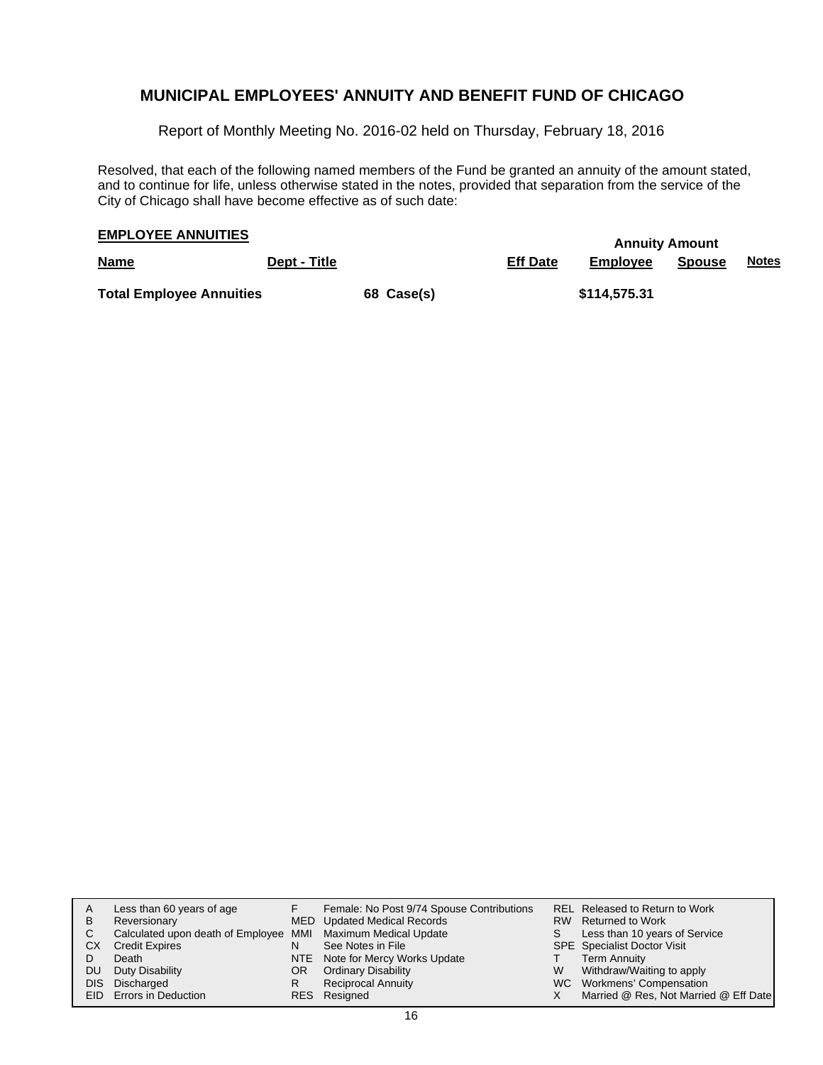# MUNICIPAL EMPLOYEES' ANNUITY AND BENEFIT FUND OF CHICAGO

Report of Monthly Meeting No. 2016-02 held on Thursday, February 18, 2016

Resolved, that each of the following named members of the Fund be granted an annuity of the amount stated, and to continue for life, unless otherwise stated in the notes, provided that separation from the service of the City of Chicago shall have become effective as of such date:

## EMPLOYEE ANNUITIES

| Name | Dept - Title | | Eff Date | Annuity Amount Employee | Annuity Amount Spouse | Notes |
|---|---|---|---|---|---|---|
| **Total Employee Annuities** | | **68 Case(s)** | | **$114,575.31** | | |

| | | | | | |
|---|---|---|---|---|---|
| A | Less than 60 years of age | F | Female: No Post 9/74 Spouse Contributions | REL | Released to Return to Work |
| B | Reversionary | MED | Updated Medical Records | RW | Returned to Work |
| C | Calculated upon death of Employee | MMI | Maximum Medical Update | S | Less than 10 years of Service |
| CX | Credit Expires | N | See Notes in File | SPE | Specialist Doctor Visit |
| D | Death | NTE | Note for Mercy Works Update | T | Term Annuity |
| DU | Duty Disability | OR | Ordinary Disability | W | Withdraw/Waiting to apply |
| DIS | Discharged | R | Reciprocal Annuity | WC | Workmens' Compensation |
| EID | Errors in Deduction | RES | Resigned | X | Married @ Res, Not Married @ Eff Date |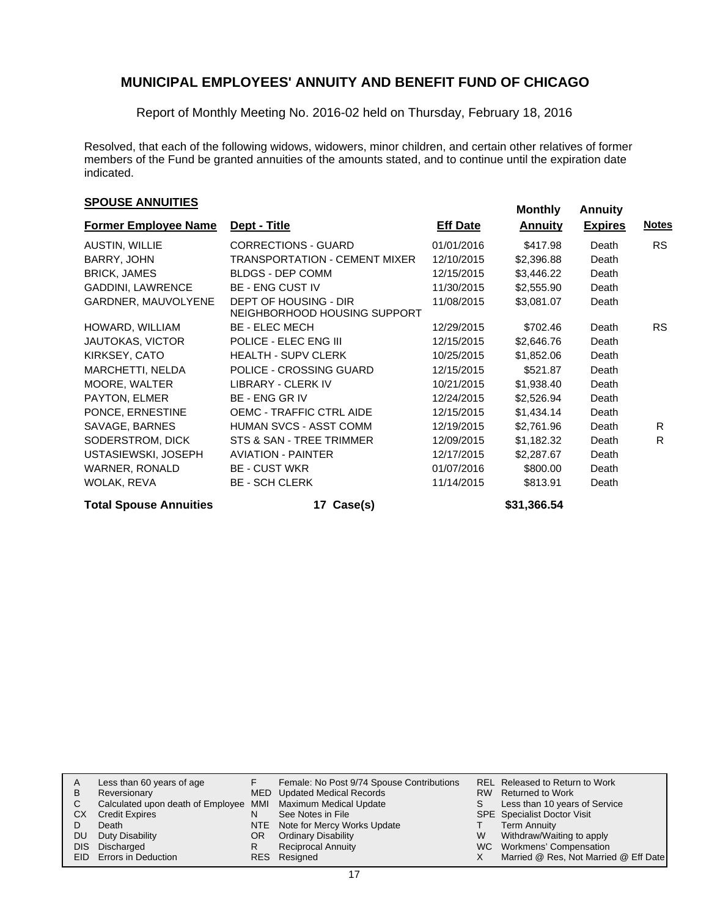# MUNICIPAL EMPLOYEES' ANNUITY AND BENEFIT FUND OF CHICAGO

Report of Monthly Meeting No. 2016-02 held on Thursday, February 18, 2016

Resolved, that each of the following widows, widowers, minor children, and certain other relatives of former members of the Fund be granted annuities of the amounts stated, and to continue until the expiration date indicated.

## SPOUSE ANNUITIES

| Former Employee Name | Dept - Title | Eff Date | Monthly Annuity | Annuity Expires | Notes |
|---|---|---|---|---|---|
| AUSTIN, WILLIE | CORRECTIONS - GUARD | 01/01/2016 | $417.98 | Death | RS |
| BARRY, JOHN | TRANSPORTATION - CEMENT MIXER | 12/10/2015 | $2,396.88 | Death | |
| BRICK, JAMES | BLDGS - DEP COMM | 12/15/2015 | $3,446.22 | Death | |
| GADDINI, LAWRENCE | BE - ENG CUST IV | 11/30/2015 | $2,555.90 | Death | |
| GARDNER, MAUVOLYENE | DEPT OF HOUSING - DIR NEIGHBORHOOD HOUSING SUPPORT | 11/08/2015 | $3,081.07 | Death | |
| HOWARD, WILLIAM | BE - ELEC MECH | 12/29/2015 | $702.46 | Death | RS |
| JAUTOKAS, VICTOR | POLICE - ELEC ENG III | 12/15/2015 | $2,646.76 | Death | |
| KIRKSEY, CATO | HEALTH - SUPV CLERK | 10/25/2015 | $1,852.06 | Death | |
| MARCHETTI, NELDA | POLICE - CROSSING GUARD | 12/15/2015 | $521.87 | Death | |
| MOORE, WALTER | LIBRARY - CLERK IV | 10/21/2015 | $1,938.40 | Death | |
| PAYTON, ELMER | BE - ENG GR IV | 12/24/2015 | $2,526.94 | Death | |
| PONCE, ERNESTINE | OEMC - TRAFFIC CTRL AIDE | 12/15/2015 | $1,434.14 | Death | |
| SAVAGE, BARNES | HUMAN SVCS - ASST COMM | 12/19/2015 | $2,761.96 | Death | R |
| SODERSTROM, DICK | STS & SAN - TREE TRIMMER | 12/09/2015 | $1,182.32 | Death | R |
| USTASIEWSKI, JOSEPH | AVIATION - PAINTER | 12/17/2015 | $2,287.67 | Death | |
| WARNER, RONALD | BE - CUST WKR | 01/07/2016 | $800.00 | Death | |
| WOLAK, REVA | BE - SCH CLERK | 11/14/2015 | $813.91 | Death | |
| **Total Spouse Annuities** | **17 Case(s)** | | **$31,366.54** | | |

| | | | | | |
|---|---|---|---|---|---|
| A | Less than 60 years of age | F | Female: No Post 9/74 Spouse Contributions | REL | Released to Return to Work |
| B | Reversionary | MED | Updated Medical Records | RW | Returned to Work |
| C | Calculated upon death of Employee | MMI | Maximum Medical Update | S | Less than 10 years of Service |
| CX | Credit Expires | N | See Notes in File | SPE | Specialist Doctor Visit |
| D | Death | NTE | Note for Mercy Works Update | T | Term Annuity |
| DU | Duty Disability | OR | Ordinary Disability | W | Withdraw/Waiting to apply |
| DIS | Discharged | R | Reciprocal Annuity | WC | Workmens' Compensation |
| EID | Errors in Deduction | RES | Resigned | X | Married @ Res, Not Married @ Eff Date |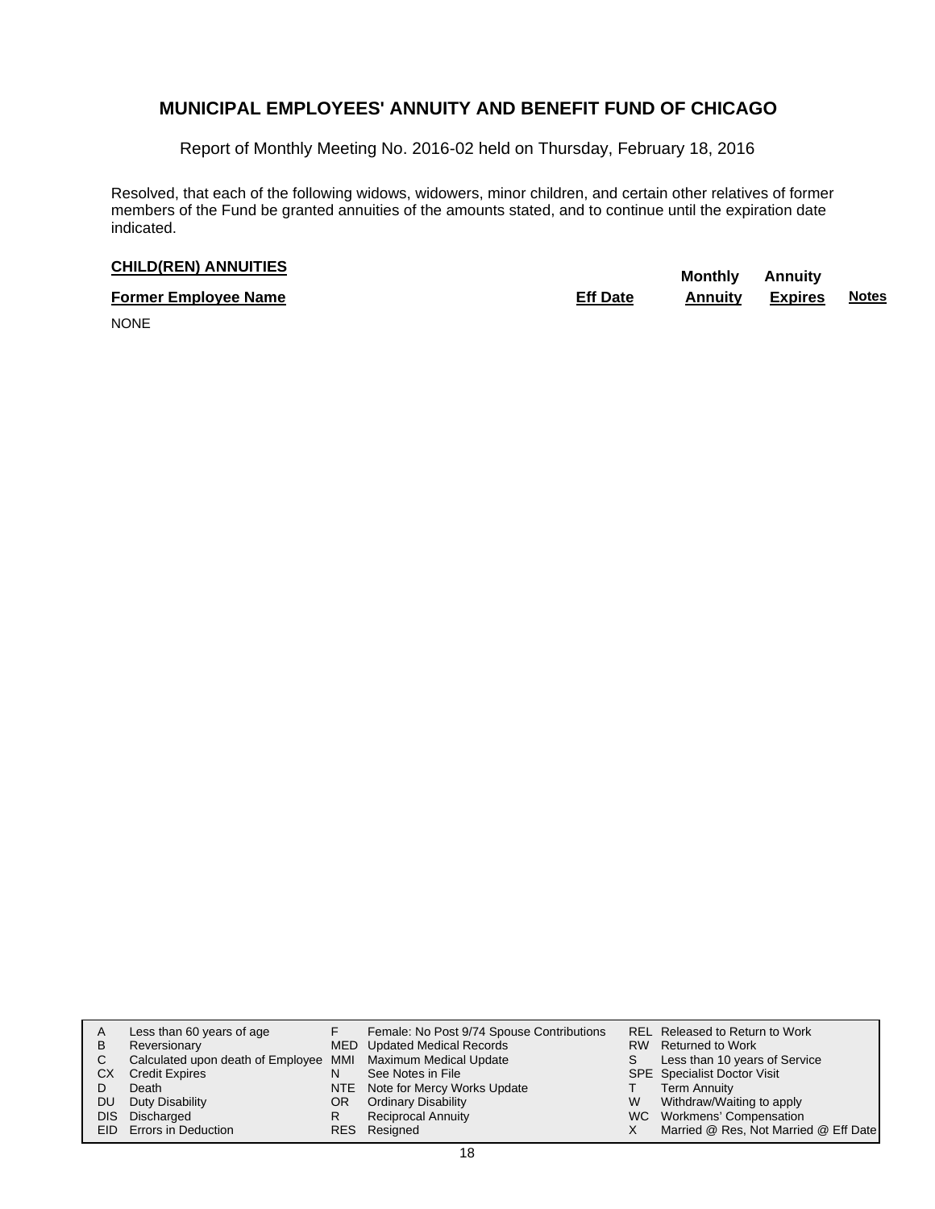# MUNICIPAL EMPLOYEES' ANNUITY AND BENEFIT FUND OF CHICAGO

Report of Monthly Meeting No. 2016-02 held on Thursday, February 18, 2016

Resolved, that each of the following widows, widowers, minor children, and certain other relatives of former members of the Fund be granted annuities of the amounts stated, and to continue until the expiration date indicated.

## CHILD(REN) ANNUITIES

| Former Employee Name | Eff Date | Monthly Annuity | Annuity Expires | Notes |
|---|---|---|---|---|
| NONE | | | | |

| | | | | | |
|---|---|---|---|---|---|
| A | Less than 60 years of age | F | Female: No Post 9/74 Spouse Contributions | REL | Released to Return to Work |
| B | Reversionary | MED | Updated Medical Records | RW | Returned to Work |
| C | Calculated upon death of Employee | MMI | Maximum Medical Update | S | Less than 10 years of Service |
| CX | Credit Expires | N | See Notes in File | SPE | Specialist Doctor Visit |
| D | Death | NTE | Note for Mercy Works Update | T | Term Annuity |
| DU | Duty Disability | OR | Ordinary Disability | W | Withdraw/Waiting to apply |
| DIS | Discharged | R | Reciprocal Annuity | WC | Workmens' Compensation |
| EID | Errors in Deduction | RES | Resigned | X | Married @ Res, Not Married @ Eff Date |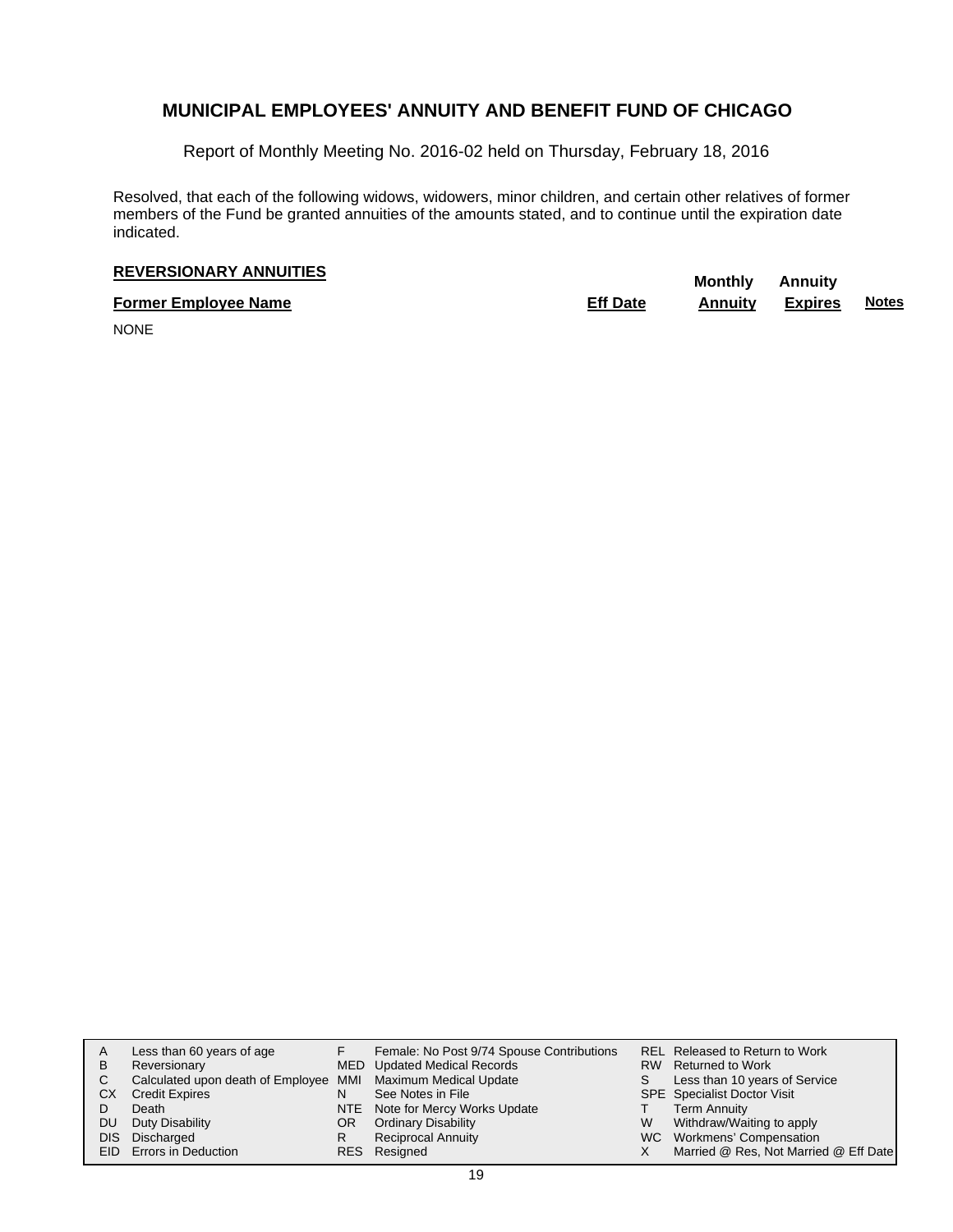# MUNICIPAL EMPLOYEES' ANNUITY AND BENEFIT FUND OF CHICAGO

Report of Monthly Meeting No. 2016-02 held on Thursday, February 18, 2016

Resolved, that each of the following widows, widowers, minor children, and certain other relatives of former members of the Fund be granted annuities of the amounts stated, and to continue until the expiration date indicated.

**REVERSIONARY ANNUITIES**

| Former Employee Name | Eff Date | Monthly Annuity | Annuity Expires | Notes |
|---|---|---|---|---|
| NONE | | | | |

| | | | | | |
|---|---|---|---|---|---|
| A | Less than 60 years of age | F | Female: No Post 9/74 Spouse Contributions | REL | Released to Return to Work |
| B | Reversionary | MED | Updated Medical Records | RW | Returned to Work |
| C | Calculated upon death of Employee | MMI | Maximum Medical Update | S | Less than 10 years of Service |
| CX | Credit Expires | N | See Notes in File | SPE | Specialist Doctor Visit |
| D | Death | NTE | Note for Mercy Works Update | T | Term Annuity |
| DU | Duty Disability | OR | Ordinary Disability | W | Withdraw/Waiting to apply |
| DIS | Discharged | R | Reciprocal Annuity | WC | Workmens' Compensation |
| EID | Errors in Deduction | RES | Resigned | X | Married @ Res, Not Married @ Eff Date |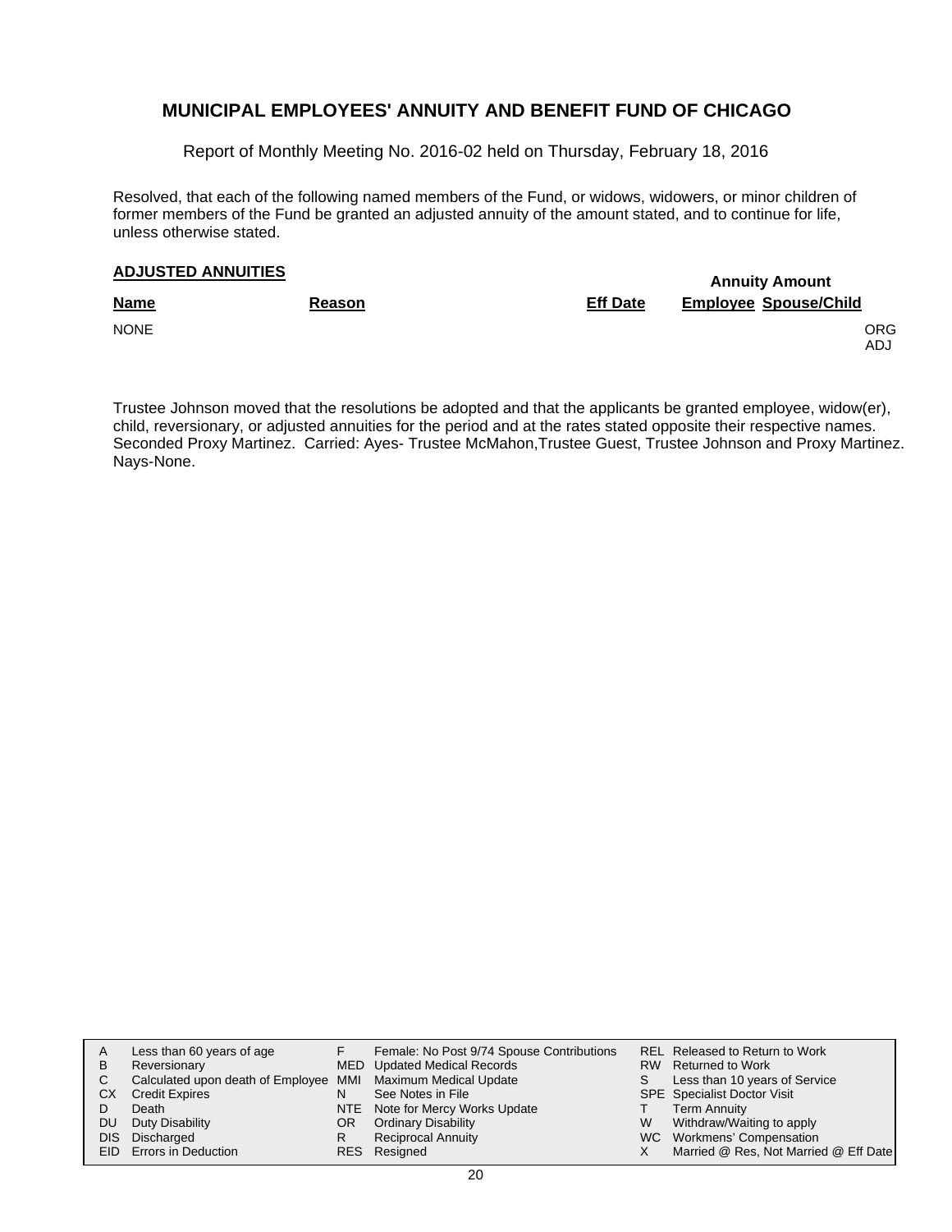# MUNICIPAL EMPLOYEES' ANNUITY AND BENEFIT FUND OF CHICAGO

Report of Monthly Meeting No. 2016-02 held on Thursday, February 18, 2016

Resolved, that each of the following named members of the Fund, or widows, widowers, or minor children of former members of the Fund be granted an adjusted annuity of the amount stated, and to continue for life, unless otherwise stated.

## ADJUSTED ANNUITIES

| Name | Reason | Eff Date | Annuity Amount Employee | Spouse/Child | |
|---|---|---|---|---|---|
| NONE | | | | | ORG ADJ |

Trustee Johnson moved that the resolutions be adopted and that the applicants be granted employee, widow(er), child, reversionary, or adjusted annuities for the period and at the rates stated opposite their respective names. Seconded Proxy Martinez. Carried: Ayes- Trustee McMahon,Trustee Guest, Trustee Johnson and Proxy Martinez. Nays-None.

| | | | | | |
|---|---|---|---|---|---|
| A | Less than 60 years of age | F | Female: No Post 9/74 Spouse Contributions | REL | Released to Return to Work |
| B | Reversionary | MED | Updated Medical Records | RW | Returned to Work |
| C | Calculated upon death of Employee | MMI | Maximum Medical Update | S | Less than 10 years of Service |
| CX | Credit Expires | N | See Notes in File | SPE | Specialist Doctor Visit |
| D | Death | NTE | Note for Mercy Works Update | T | Term Annuity |
| DU | Duty Disability | OR | Ordinary Disability | W | Withdraw/Waiting to apply |
| DIS | Discharged | R | Reciprocal Annuity | WC | Workmens' Compensation |
| EID | Errors in Deduction | RES | Resigned | X | Married @ Res, Not Married @ Eff Date |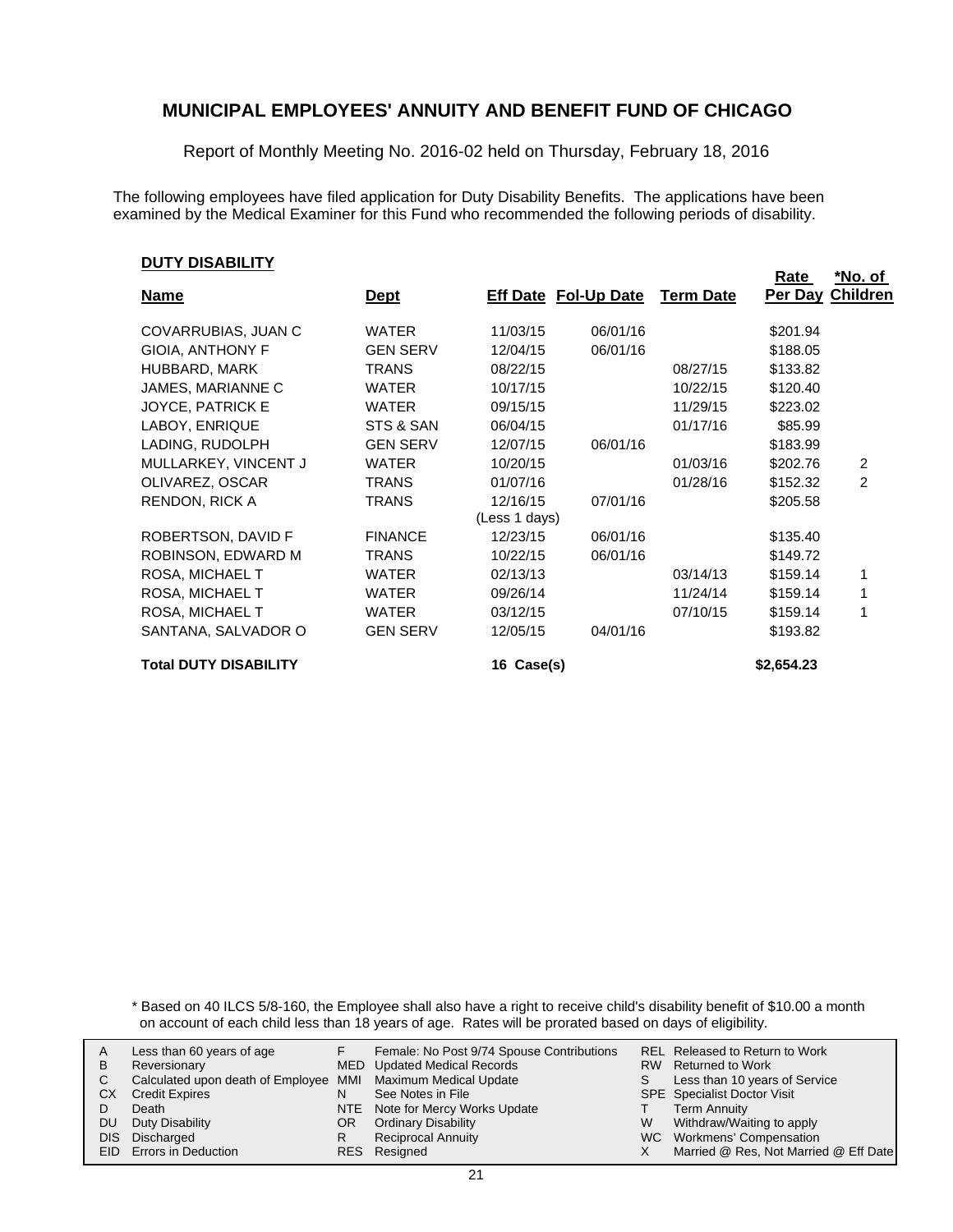## MUNICIPAL EMPLOYEES' ANNUITY AND BENEFIT FUND OF CHICAGO

Report of Monthly Meeting No. 2016-02 held on Thursday, February 18, 2016

The following employees have filed application for Duty Disability Benefits. The applications have been examined by the Medical Examiner for this Fund who recommended the following periods of disability.

### DUTY DISABILITY

| Name | Dept | Eff Date | Fol-Up Date | Term Date | Rate Per Day | *No. of Children |
|---|---|---|---|---|---|---|
| COVARRUBIAS, JUAN C | WATER | 11/03/15 | 06/01/16 | | $201.94 | |
| GIOIA, ANTHONY F | GEN SERV | 12/04/15 | 06/01/16 | | $188.05 | |
| HUBBARD, MARK | TRANS | 08/22/15 | | 08/27/15 | $133.82 | |
| JAMES, MARIANNE C | WATER | 10/17/15 | | 10/22/15 | $120.40 | |
| JOYCE, PATRICK E | WATER | 09/15/15 | | 11/29/15 | $223.02 | |
| LABOY, ENRIQUE | STS & SAN | 06/04/15 | | 01/17/16 | $85.99 | |
| LADING, RUDOLPH | GEN SERV | 12/07/15 | 06/01/16 | | $183.99 | |
| MULLARKEY, VINCENT J | WATER | 10/20/15 | | 01/03/16 | $202.76 | 2 |
| OLIVAREZ, OSCAR | TRANS | 01/07/16 | | 01/28/16 | $152.32 | 2 |
| RENDON, RICK A | TRANS | 12/16/15 (Less 1 days) | 07/01/16 | | $205.58 | |
| ROBERTSON, DAVID F | FINANCE | 12/23/15 | 06/01/16 | | $135.40 | |
| ROBINSON, EDWARD M | TRANS | 10/22/15 | 06/01/16 | | $149.72 | |
| ROSA, MICHAEL T | WATER | 02/13/13 | | 03/14/13 | $159.14 | 1 |
| ROSA, MICHAEL T | WATER | 09/26/14 | | 11/24/14 | $159.14 | 1 |
| ROSA, MICHAEL T | WATER | 03/12/15 | | 07/10/15 | $159.14 | 1 |
| SANTANA, SALVADOR O | GEN SERV | 12/05/15 | 04/01/16 | | $193.82 | |
| **Total DUTY DISABILITY** | | **16 Case(s)** | | | **$2,654.23** | |

\* Based on 40 ILCS 5/8-160, the Employee shall also have a right to receive child's disability benefit of $10.00 a month on account of each child less than 18 years of age. Rates will be prorated based on days of eligibility.

| | | | | | |
|---|---|---|---|---|---|
| A | Less than 60 years of age | F | Female: No Post 9/74 Spouse Contributions | REL | Released to Return to Work |
| B | Reversionary | MED | Updated Medical Records | RW | Returned to Work |
| C | Calculated upon death of Employee | MMI | Maximum Medical Update | S | Less than 10 years of Service |
| CX | Credit Expires | N | See Notes in File | SPE | Specialist Doctor Visit |
| D | Death | NTE | Note for Mercy Works Update | T | Term Annuity |
| DU | Duty Disability | OR | Ordinary Disability | W | Withdraw/Waiting to apply |
| DIS | Discharged | R | Reciprocal Annuity | WC | Workmens' Compensation |
| EID | Errors in Deduction | RES | Resigned | X | Married @ Res, Not Married @ Eff Date |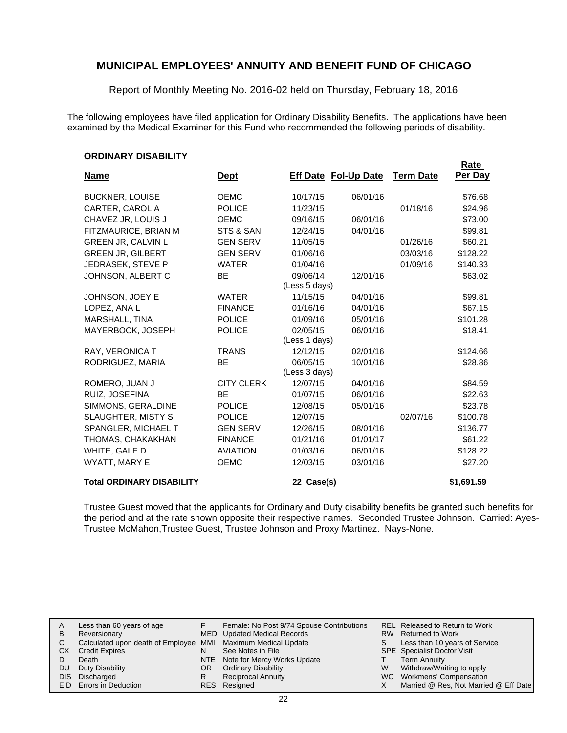# MUNICIPAL EMPLOYEES' ANNUITY AND BENEFIT FUND OF CHICAGO

Report of Monthly Meeting No. 2016-02 held on Thursday, February 18, 2016

The following employees have filed application for Ordinary Disability Benefits. The applications have been examined by the Medical Examiner for this Fund who recommended the following periods of disability.

### ORDINARY DISABILITY

| Name | Dept | Eff Date | Fol-Up Date | Term Date | Rate Per Day |
|---|---|---|---|---|---|
| BUCKNER, LOUISE | OEMC | 10/17/15 | 06/01/16 | | $76.68 |
| CARTER, CAROL A | POLICE | 11/23/15 | | 01/18/16 | $24.96 |
| CHAVEZ JR, LOUIS J | OEMC | 09/16/15 | 06/01/16 | | $73.00 |
| FITZMAURICE, BRIAN M | STS & SAN | 12/24/15 | 04/01/16 | | $99.81 |
| GREEN JR, CALVIN L | GEN SERV | 11/05/15 | | 01/26/16 | $60.21 |
| GREEN JR, GILBERT | GEN SERV | 01/06/16 | | 03/03/16 | $128.22 |
| JEDRASEK, STEVE P | WATER | 01/04/16 | | 01/09/16 | $140.33 |
| JOHNSON, ALBERT C | BE | 09/06/14 (Less 5 days) | 12/01/16 | | $63.02 |
| JOHNSON, JOEY E | WATER | 11/15/15 | 04/01/16 | | $99.81 |
| LOPEZ, ANA L | FINANCE | 01/16/16 | 04/01/16 | | $67.15 |
| MARSHALL, TINA | POLICE | 01/09/16 | 05/01/16 | | $101.28 |
| MAYERBOCK, JOSEPH | POLICE | 02/05/15 (Less 1 days) | 06/01/16 | | $18.41 |
| RAY, VERONICA T | TRANS | 12/12/15 | 02/01/16 | | $124.66 |
| RODRIGUEZ, MARIA | BE | 06/05/15 (Less 3 days) | 10/01/16 | | $28.86 |
| ROMERO, JUAN J | CITY CLERK | 12/07/15 | 04/01/16 | | $84.59 |
| RUIZ, JOSEFINA | BE | 01/07/15 | 06/01/16 | | $22.63 |
| SIMMONS, GERALDINE | POLICE | 12/08/15 | 05/01/16 | | $23.78 |
| SLAUGHTER, MISTY S | POLICE | 12/07/15 | | 02/07/16 | $100.78 |
| SPANGLER, MICHAEL T | GEN SERV | 12/26/15 | 08/01/16 | | $136.77 |
| THOMAS, CHAKAKHAN | FINANCE | 01/21/16 | 01/01/17 | | $61.22 |
| WHITE, GALE D | AVIATION | 01/03/16 | 06/01/16 | | $128.22 |
| WYATT, MARY E | OEMC | 12/03/15 | 03/01/16 | | $27.20 |
| **Total ORDINARY DISABILITY** | | **22 Case(s)** | | | **$1,691.59** |

Trustee Guest moved that the applicants for Ordinary and Duty disability benefits be granted such benefits for the period and at the rate shown opposite their respective names. Seconded Trustee Johnson. Carried: Ayes-Trustee McMahon,Trustee Guest, Trustee Johnson and Proxy Martinez. Nays-None.

| | | | | | |
|---|---|---|---|---|---|
| A | Less than 60 years of age | F | Female: No Post 9/74 Spouse Contributions | REL | Released to Return to Work |
| B | Reversionary | MED | Updated Medical Records | RW | Returned to Work |
| C | Calculated upon death of Employee | MMI | Maximum Medical Update | S | Less than 10 years of Service |
| CX | Credit Expires | N | See Notes in File | SPE | Specialist Doctor Visit |
| D | Death | NTE | Note for Mercy Works Update | T | Term Annuity |
| DU | Duty Disability | OR | Ordinary Disability | W | Withdraw/Waiting to apply |
| DIS | Discharged | R | Reciprocal Annuity | WC | Workmens' Compensation |
| EID | Errors in Deduction | RES | Resigned | X | Married @ Res, Not Married @ Eff Date |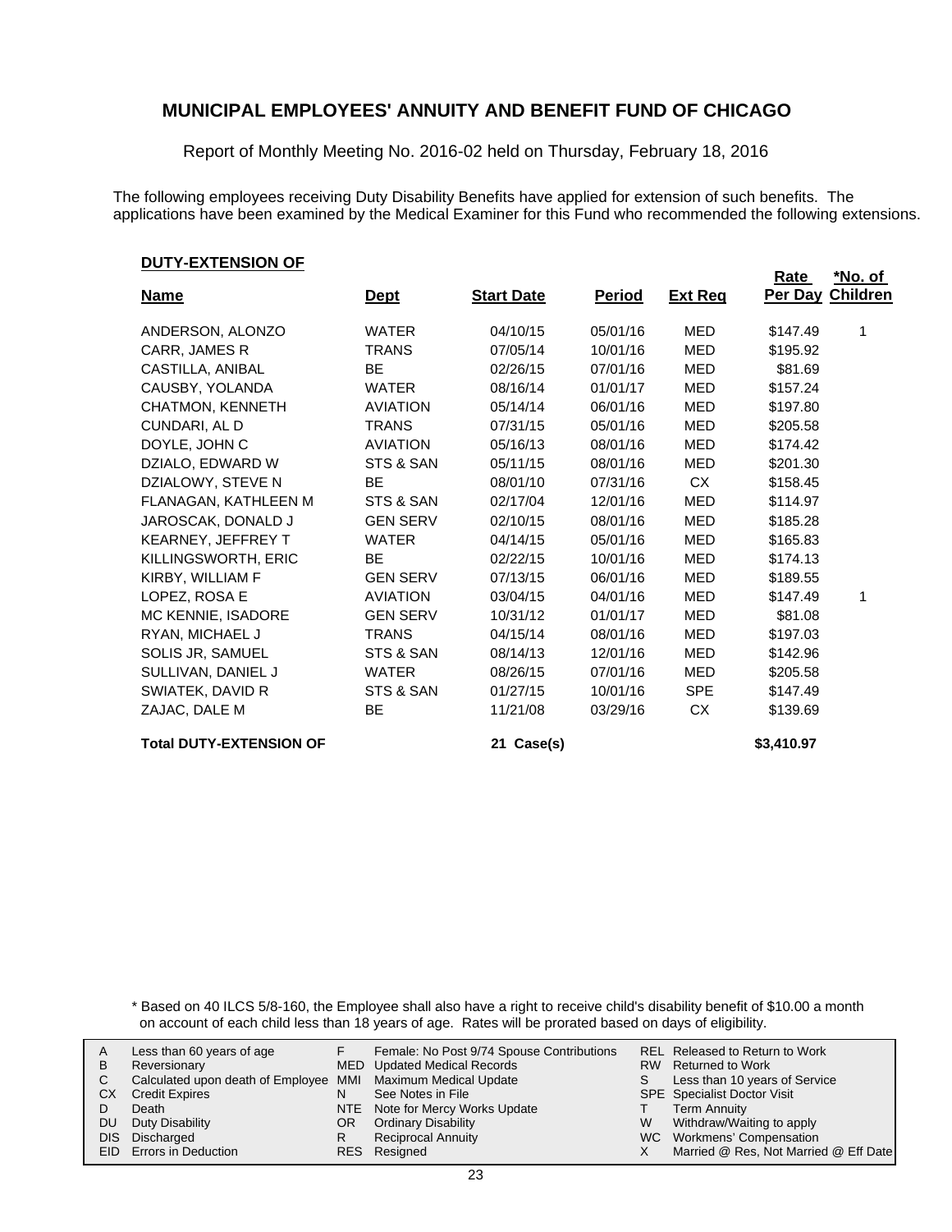# MUNICIPAL EMPLOYEES' ANNUITY AND BENEFIT FUND OF CHICAGO

Report of Monthly Meeting No. 2016-02 held on Thursday, February 18, 2016

The following employees receiving Duty Disability Benefits have applied for extension of such benefits. The applications have been examined by the Medical Examiner for this Fund who recommended the following extensions.

## DUTY-EXTENSION OF

| Name | Dept | Start Date | Period | Ext Req | Rate Per Day | *No. of Children |
|---|---|---|---|---|---|---|
| ANDERSON, ALONZO | WATER | 04/10/15 | 05/01/16 | MED | $147.49 | 1 |
| CARR, JAMES R | TRANS | 07/05/14 | 10/01/16 | MED | $195.92 | |
| CASTILLA, ANIBAL | BE | 02/26/15 | 07/01/16 | MED | $81.69 | |
| CAUSBY, YOLANDA | WATER | 08/16/14 | 01/01/17 | MED | $157.24 | |
| CHATMON, KENNETH | AVIATION | 05/14/14 | 06/01/16 | MED | $197.80 | |
| CUNDARI, AL D | TRANS | 07/31/15 | 05/01/16 | MED | $205.58 | |
| DOYLE, JOHN C | AVIATION | 05/16/13 | 08/01/16 | MED | $174.42 | |
| DZIALO, EDWARD W | STS & SAN | 05/11/15 | 08/01/16 | MED | $201.30 | |
| DZIALOWY, STEVE N | BE | 08/01/10 | 07/31/16 | CX | $158.45 | |
| FLANAGAN, KATHLEEN M | STS & SAN | 02/17/04 | 12/01/16 | MED | $114.97 | |
| JAROSCAK, DONALD J | GEN SERV | 02/10/15 | 08/01/16 | MED | $185.28 | |
| KEARNEY, JEFFREY T | WATER | 04/14/15 | 05/01/16 | MED | $165.83 | |
| KILLINGSWORTH, ERIC | BE | 02/22/15 | 10/01/16 | MED | $174.13 | |
| KIRBY, WILLIAM F | GEN SERV | 07/13/15 | 06/01/16 | MED | $189.55 | |
| LOPEZ, ROSA E | AVIATION | 03/04/15 | 04/01/16 | MED | $147.49 | 1 |
| MC KENNIE, ISADORE | GEN SERV | 10/31/12 | 01/01/17 | MED | $81.08 | |
| RYAN, MICHAEL J | TRANS | 04/15/14 | 08/01/16 | MED | $197.03 | |
| SOLIS JR, SAMUEL | STS & SAN | 08/14/13 | 12/01/16 | MED | $142.96 | |
| SULLIVAN, DANIEL J | WATER | 08/26/15 | 07/01/16 | MED | $205.58 | |
| SWIATEK, DAVID R | STS & SAN | 01/27/15 | 10/01/16 | SPE | $147.49 | |
| ZAJAC, DALE M | BE | 11/21/08 | 03/29/16 | CX | $139.69 | |
| **Total DUTY-EXTENSION OF** | | **21 Case(s)** | | | **$3,410.97** | |

\* Based on 40 ILCS 5/8-160, the Employee shall also have a right to receive child's disability benefit of $10.00 a month on account of each child less than 18 years of age. Rates will be prorated based on days of eligibility.

| | | | | | |
|---|---|---|---|---|---|
| A | Less than 60 years of age | F | Female: No Post 9/74 Spouse Contributions | REL | Released to Return to Work |
| B | Reversionary | MED | Updated Medical Records | RW | Returned to Work |
| C | Calculated upon death of Employee | MMI | Maximum Medical Update | S | Less than 10 years of Service |
| CX | Credit Expires | N | See Notes in File | SPE | Specialist Doctor Visit |
| D | Death | NTE | Note for Mercy Works Update | T | Term Annuity |
| DU | Duty Disability | OR | Ordinary Disability | W | Withdraw/Waiting to apply |
| DIS | Discharged | R | Reciprocal Annuity | WC | Workmens' Compensation |
| EID | Errors in Deduction | RES | Resigned | X | Married @ Res, Not Married @ Eff Date |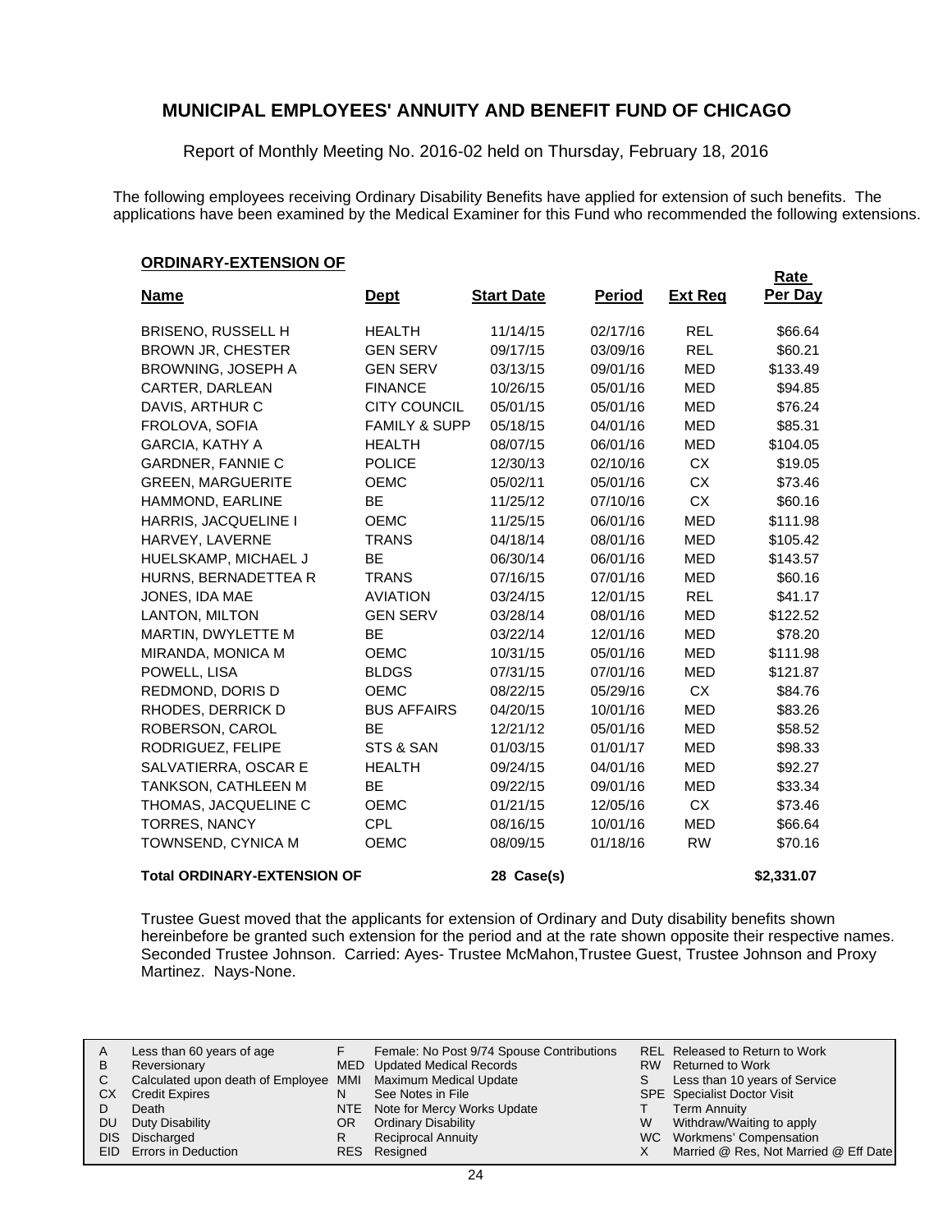# MUNICIPAL EMPLOYEES' ANNUITY AND BENEFIT FUND OF CHICAGO

Report of Monthly Meeting No. 2016-02 held on Thursday, February 18, 2016

The following employees receiving Ordinary Disability Benefits have applied for extension of such benefits. The applications have been examined by the Medical Examiner for this Fund who recommended the following extensions.

**ORDINARY-EXTENSION OF**

| Name | Dept | Start Date | Period | Ext Req | Rate Per Day |
|---|---|---|---|---|---|
| BRISENO, RUSSELL H | HEALTH | 11/14/15 | 02/17/16 | REL | $66.64 |
| BROWN JR, CHESTER | GEN SERV | 09/17/15 | 03/09/16 | REL | $60.21 |
| BROWNING, JOSEPH A | GEN SERV | 03/13/15 | 09/01/16 | MED | $133.49 |
| CARTER, DARLEAN | FINANCE | 10/26/15 | 05/01/16 | MED | $94.85 |
| DAVIS, ARTHUR C | CITY COUNCIL | 05/01/15 | 05/01/16 | MED | $76.24 |
| FROLOVA, SOFIA | FAMILY & SUPP | 05/18/15 | 04/01/16 | MED | $85.31 |
| GARCIA, KATHY A | HEALTH | 08/07/15 | 06/01/16 | MED | $104.05 |
| GARDNER, FANNIE C | POLICE | 12/30/13 | 02/10/16 | CX | $19.05 |
| GREEN, MARGUERITE | OEMC | 05/02/11 | 05/01/16 | CX | $73.46 |
| HAMMOND, EARLINE | BE | 11/25/12 | 07/10/16 | CX | $60.16 |
| HARRIS, JACQUELINE I | OEMC | 11/25/15 | 06/01/16 | MED | $111.98 |
| HARVEY, LAVERNE | TRANS | 04/18/14 | 08/01/16 | MED | $105.42 |
| HUELSKAMP, MICHAEL J | BE | 06/30/14 | 06/01/16 | MED | $143.57 |
| HURNS, BERNADETTEA R | TRANS | 07/16/15 | 07/01/16 | MED | $60.16 |
| JONES, IDA MAE | AVIATION | 03/24/15 | 12/01/15 | REL | $41.17 |
| LANTON, MILTON | GEN SERV | 03/28/14 | 08/01/16 | MED | $122.52 |
| MARTIN, DWYLETTE M | BE | 03/22/14 | 12/01/16 | MED | $78.20 |
| MIRANDA, MONICA M | OEMC | 10/31/15 | 05/01/16 | MED | $111.98 |
| POWELL, LISA | BLDGS | 07/31/15 | 07/01/16 | MED | $121.87 |
| REDMOND, DORIS D | OEMC | 08/22/15 | 05/29/16 | CX | $84.76 |
| RHODES, DERRICK D | BUS AFFAIRS | 04/20/15 | 10/01/16 | MED | $83.26 |
| ROBERSON, CAROL | BE | 12/21/12 | 05/01/16 | MED | $58.52 |
| RODRIGUEZ, FELIPE | STS & SAN | 01/03/15 | 01/01/17 | MED | $98.33 |
| SALVATIERRA, OSCAR E | HEALTH | 09/24/15 | 04/01/16 | MED | $92.27 |
| TANKSON, CATHLEEN M | BE | 09/22/15 | 09/01/16 | MED | $33.34 |
| THOMAS, JACQUELINE C | OEMC | 01/21/15 | 12/05/16 | CX | $73.46 |
| TORRES, NANCY | CPL | 08/16/15 | 10/01/16 | MED | $66.64 |
| TOWNSEND, CYNICA M | OEMC | 08/09/15 | 01/18/16 | RW | $70.16 |
| **Total ORDINARY-EXTENSION OF** | | **28 Case(s)** | | | **$2,331.07** |

Trustee Guest moved that the applicants for extension of Ordinary and Duty disability benefits shown hereinbefore be granted such extension for the period and at the rate shown opposite their respective names. Seconded Trustee Johnson. Carried: Ayes- Trustee McMahon,Trustee Guest, Trustee Johnson and Proxy Martinez. Nays-None.

| | | | | | |
|---|---|---|---|---|---|
| A | Less than 60 years of age | F | Female: No Post 9/74 Spouse Contributions | REL | Released to Return to Work |
| B | Reversionary | MED | Updated Medical Records | RW | Returned to Work |
| C | Calculated upon death of Employee | MMI | Maximum Medical Update | S | Less than 10 years of Service |
| CX | Credit Expires | N | See Notes in File | SPE | Specialist Doctor Visit |
| D | Death | NTE | Note for Mercy Works Update | T | Term Annuity |
| DU | Duty Disability | OR | Ordinary Disability | W | Withdraw/Waiting to apply |
| DIS | Discharged | R | Reciprocal Annuity | WC | Workmens' Compensation |
| EID | Errors in Deduction | RES | Resigned | X | Married @ Res, Not Married @ Eff Date |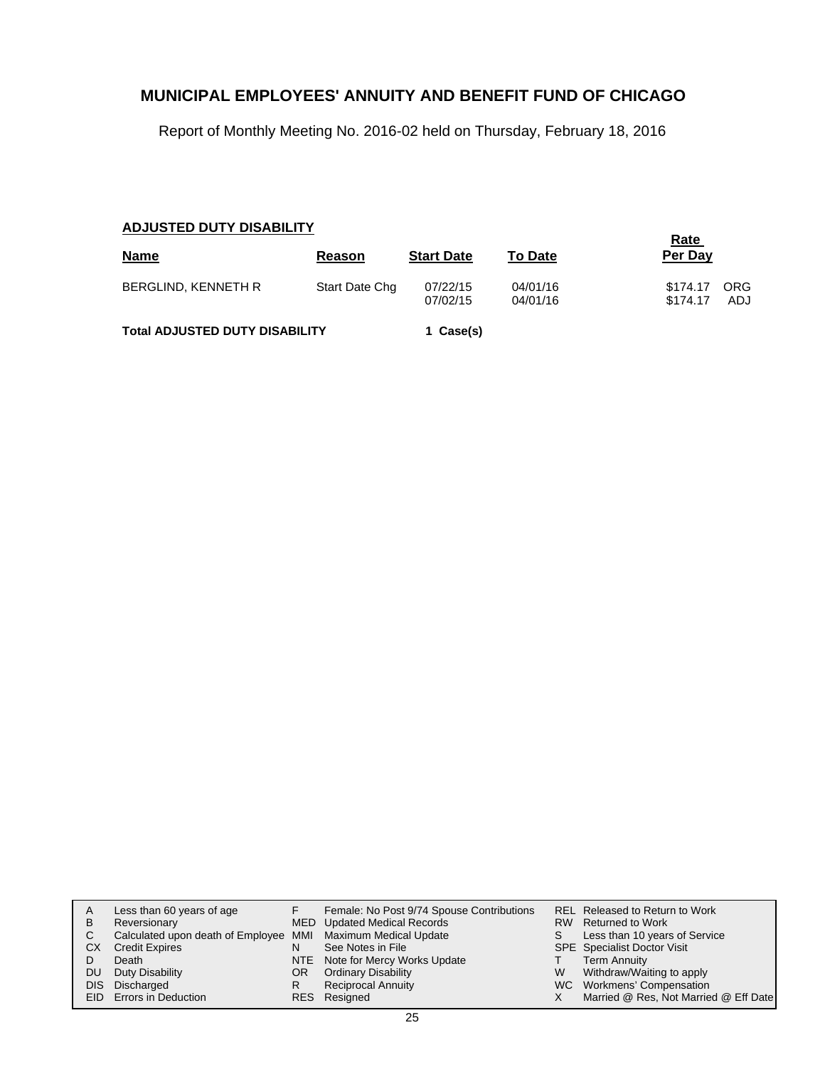# MUNICIPAL EMPLOYEES' ANNUITY AND BENEFIT FUND OF CHICAGO

Report of Monthly Meeting No. 2016-02 held on Thursday, February 18, 2016

## ADJUSTED DUTY DISABILITY

| Name | Reason | Start Date | To Date | Rate Per Day | |
|---|---|---|---|---|---|
| BERGLIND, KENNETH R | Start Date Chg | 07/22/15 | 04/01/16 | $174.17 | ORG |
| | | 07/02/15 | 04/01/16 | $174.17 | ADJ |

**Total ADJUSTED DUTY DISABILITY** **1 Case(s)**

| | | | | | |
|---|---|---|---|---|---|
| A | Less than 60 years of age | F | Female: No Post 9/74 Spouse Contributions | REL | Released to Return to Work |
| B | Reversionary | MED | Updated Medical Records | RW | Returned to Work |
| C | Calculated upon death of Employee | MMI | Maximum Medical Update | S | Less than 10 years of Service |
| CX | Credit Expires | N | See Notes in File | SPE | Specialist Doctor Visit |
| D | Death | NTE | Note for Mercy Works Update | T | Term Annuity |
| DU | Duty Disability | OR | Ordinary Disability | W | Withdraw/Waiting to apply |
| DIS | Discharged | R | Reciprocal Annuity | WC | Workmens' Compensation |
| EID | Errors in Deduction | RES | Resigned | X | Married @ Res, Not Married @ Eff Date |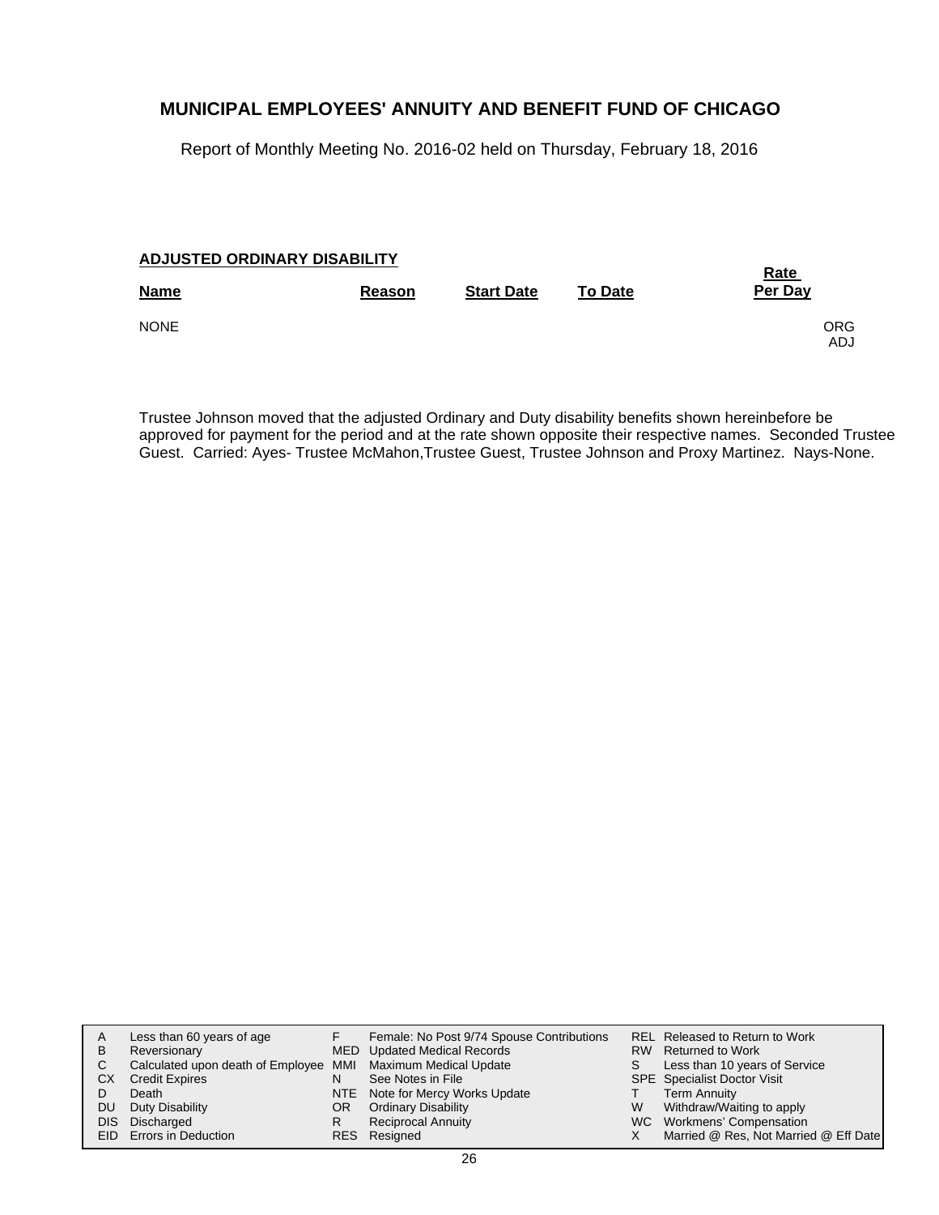# MUNICIPAL EMPLOYEES' ANNUITY AND BENEFIT FUND OF CHICAGO

Report of Monthly Meeting No. 2016-02 held on Thursday, February 18, 2016

**ADJUSTED ORDINARY DISABILITY**

| Name | Reason | Start Date | To Date | Rate Per Day | |
|---|---|---|---|---|---|
| NONE | | | | | ORG ADJ |

Trustee Johnson moved that the adjusted Ordinary and Duty disability benefits shown hereinbefore be approved for payment for the period and at the rate shown opposite their respective names. Seconded Trustee Guest. Carried: Ayes- Trustee McMahon,Trustee Guest, Trustee Johnson and Proxy Martinez. Nays-None.

| | | | | | |
|---|---|---|---|---|---|
| A | Less than 60 years of age | F | Female: No Post 9/74 Spouse Contributions | REL | Released to Return to Work |
| B | Reversionary | MED | Updated Medical Records | RW | Returned to Work |
| C | Calculated upon death of Employee | MMI | Maximum Medical Update | S | Less than 10 years of Service |
| CX | Credit Expires | N | See Notes in File | SPE | Specialist Doctor Visit |
| D | Death | NTE | Note for Mercy Works Update | T | Term Annuity |
| DU | Duty Disability | OR | Ordinary Disability | W | Withdraw/Waiting to apply |
| DIS | Discharged | R | Reciprocal Annuity | WC | Workmens' Compensation |
| EID | Errors in Deduction | RES | Resigned | X | Married @ Res, Not Married @ Eff Date |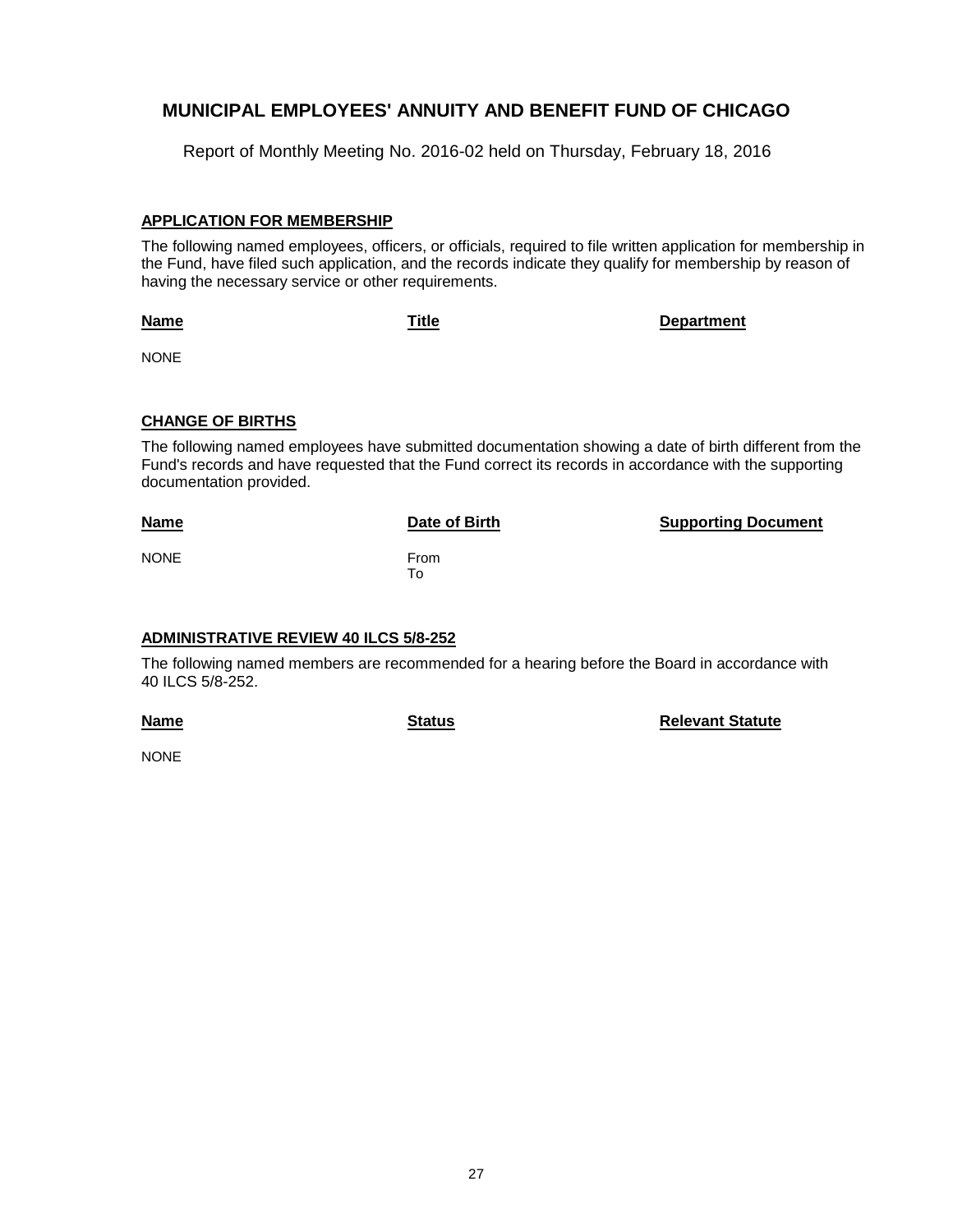# MUNICIPAL EMPLOYEES' ANNUITY AND BENEFIT FUND OF CHICAGO

Report of Monthly Meeting No. 2016-02 held on Thursday, February 18, 2016

## APPLICATION FOR MEMBERSHIP

The following named employees, officers, or officials, required to file written application for membership in the Fund, have filed such application, and the records indicate they qualify for membership by reason of having the necessary service or other requirements.

| Name | Title | Department |
|---|---|---|
| NONE | | |

## CHANGE OF BIRTHS

The following named employees have submitted documentation showing a date of birth different from the Fund's records and have requested that the Fund correct its records in accordance with the supporting documentation provided.

| Name | Date of Birth | Supporting Document |
|---|---|---|
| NONE | From<br>To | |

## ADMINISTRATIVE REVIEW 40 ILCS 5/8-252

The following named members are recommended for a hearing before the Board in accordance with 40 ILCS 5/8-252.

| Name | Status | Relevant Statute |
|---|---|---|
| NONE | | |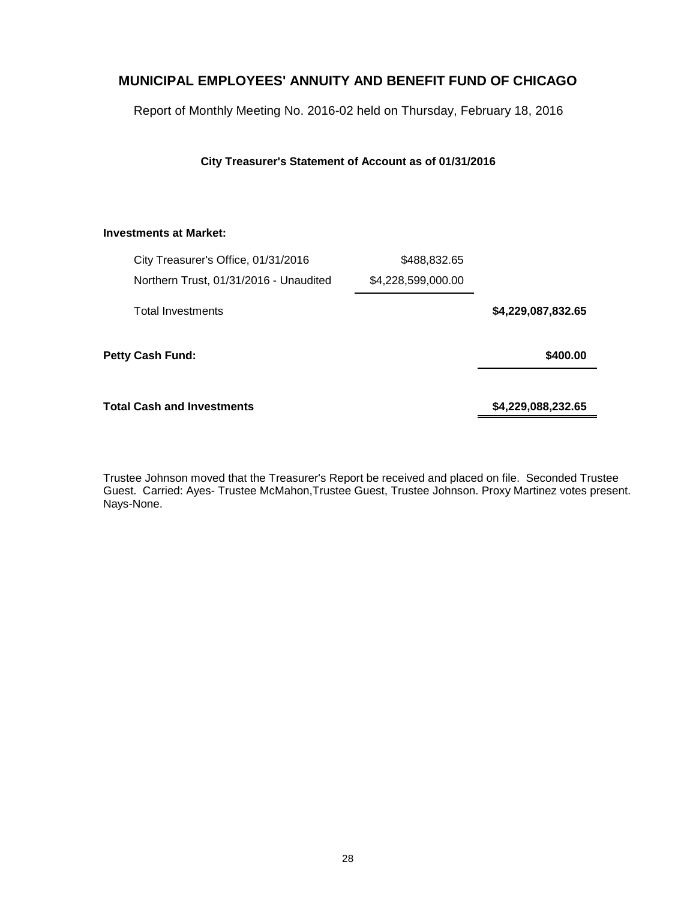# MUNICIPAL EMPLOYEES' ANNUITY AND BENEFIT FUND OF CHICAGO

Report of Monthly Meeting No. 2016-02 held on Thursday, February 18, 2016

**City Treasurer's Statement of Account as of 01/31/2016**

| | | |
|---|---|---|
| **Investments at Market:** | | |
| City Treasurer's Office, 01/31/2016 | $488,832.65 | |
| Northern Trust, 01/31/2016 - Unaudited | $4,228,599,000.00 | |
| Total Investments | | **$4,229,087,832.65** |
| **Petty Cash Fund:** | | **$400.00** |
| **Total Cash and Investments** | | **$4,229,088,232.65** |

Trustee Johnson moved that the Treasurer's Report be received and placed on file. Seconded Trustee Guest. Carried: Ayes- Trustee McMahon,Trustee Guest, Trustee Johnson. Proxy Martinez votes present. Nays-None.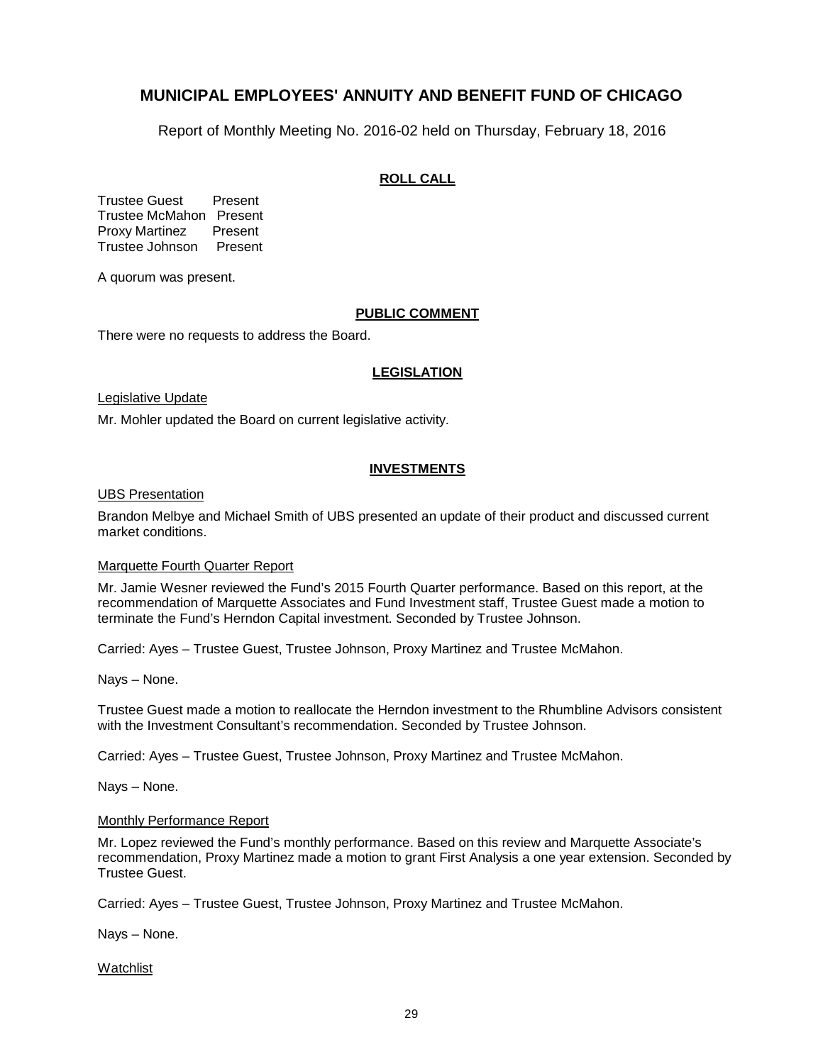# MUNICIPAL EMPLOYEES' ANNUITY AND BENEFIT FUND OF CHICAGO

Report of Monthly Meeting No. 2016-02 held on Thursday, February 18, 2016

## ROLL CALL

Trustee Guest Present
Trustee McMahon Present
Proxy Martinez Present
Trustee Johnson Present

A quorum was present.

## PUBLIC COMMENT

There were no requests to address the Board.

## LEGISLATION

Legislative Update

Mr. Mohler updated the Board on current legislative activity.

## INVESTMENTS

UBS Presentation

Brandon Melbye and Michael Smith of UBS presented an update of their product and discussed current market conditions.

Marquette Fourth Quarter Report

Mr. Jamie Wesner reviewed the Fund's 2015 Fourth Quarter performance. Based on this report, at the recommendation of Marquette Associates and Fund Investment staff, Trustee Guest made a motion to terminate the Fund's Herndon Capital investment. Seconded by Trustee Johnson.

Carried: Ayes – Trustee Guest, Trustee Johnson, Proxy Martinez and Trustee McMahon.

Nays – None.

Trustee Guest made a motion to reallocate the Herndon investment to the Rhumbline Advisors consistent with the Investment Consultant's recommendation. Seconded by Trustee Johnson.

Carried: Ayes – Trustee Guest, Trustee Johnson, Proxy Martinez and Trustee McMahon.

Nays – None.

Monthly Performance Report

Mr. Lopez reviewed the Fund's monthly performance. Based on this review and Marquette Associate's recommendation, Proxy Martinez made a motion to grant First Analysis a one year extension. Seconded by Trustee Guest.

Carried: Ayes – Trustee Guest, Trustee Johnson, Proxy Martinez and Trustee McMahon.

Nays – None.

Watchlist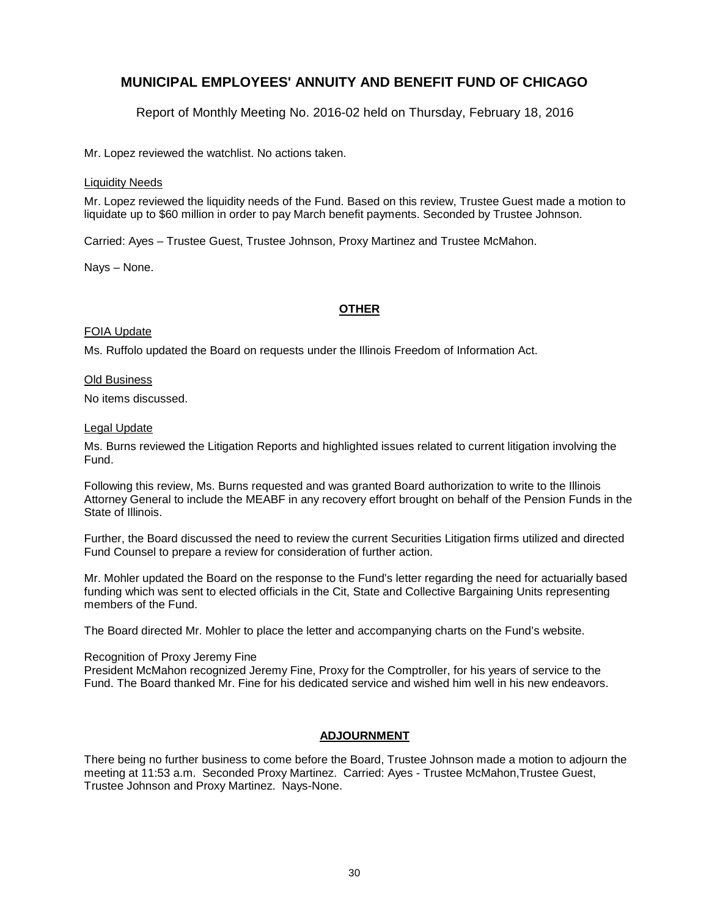Mr. Lopez reviewed the watchlist. No actions taken.

Liquidity Needs

Mr. Lopez reviewed the liquidity needs of the Fund. Based on this review, Trustee Guest made a motion to liquidate up to $60 million in order to pay March benefit payments. Seconded by Trustee Johnson.

Carried: Ayes – Trustee Guest, Trustee Johnson, Proxy Martinez and Trustee McMahon.

Nays – None.

## OTHER

FOIA Update

Ms. Ruffolo updated the Board on requests under the Illinois Freedom of Information Act.

Old Business

No items discussed.

Legal Update

Ms. Burns reviewed the Litigation Reports and highlighted issues related to current litigation involving the Fund.

Following this review, Ms. Burns requested and was granted Board authorization to write to the Illinois Attorney General to include the MEABF in any recovery effort brought on behalf of the Pension Funds in the State of Illinois.

Further, the Board discussed the need to review the current Securities Litigation firms utilized and directed Fund Counsel to prepare a review for consideration of further action.

Mr. Mohler updated the Board on the response to the Fund's letter regarding the need for actuarially based funding which was sent to elected officials in the Cit, State and Collective Bargaining Units representing members of the Fund.

The Board directed Mr. Mohler to place the letter and accompanying charts on the Fund's website.

Recognition of Proxy Jeremy Fine
President McMahon recognized Jeremy Fine, Proxy for the Comptroller, for his years of service to the Fund. The Board thanked Mr. Fine for his dedicated service and wished him well in his new endeavors.

## ADJOURNMENT

There being no further business to come before the Board, Trustee Johnson made a motion to adjourn the meeting at 11:53 a.m. Seconded Proxy Martinez. Carried: Ayes - Trustee McMahon,Trustee Guest, Trustee Johnson and Proxy Martinez. Nays-None.